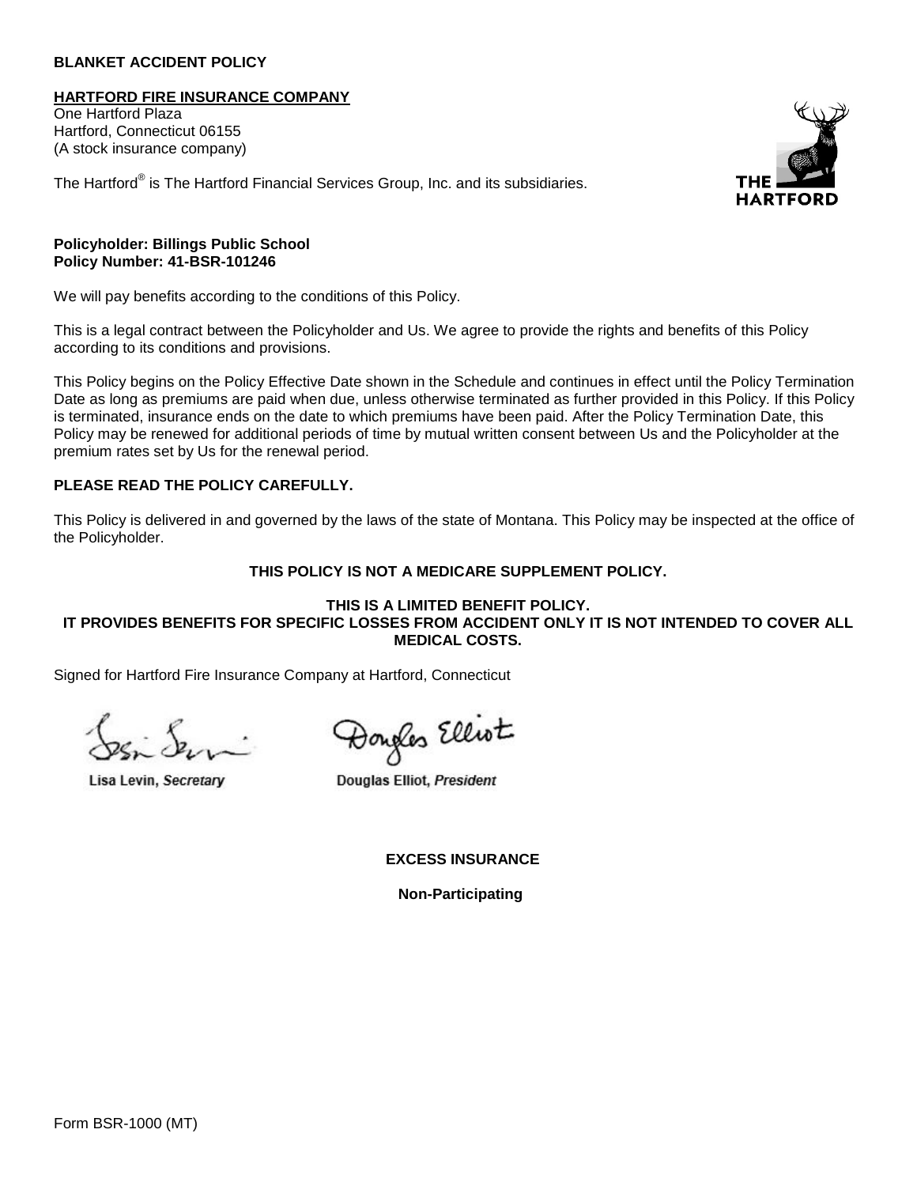**BLANKET ACCIDENT POLICY**

**HARTFORD FIRE INSURANCE COMPANY**
One Hartford Plaza
Hartford, Connecticut 06155
(A stock insurance company)

The Hartford® is The Hartford Financial Services Group, Inc. and its subsidiaries.

**Policyholder: Billings Public School**
**Policy Number: 41-BSR-101246**

We will pay benefits according to the conditions of this Policy.

This is a legal contract between the Policyholder and Us. We agree to provide the rights and benefits of this Policy according to its conditions and provisions.

This Policy begins on the Policy Effective Date shown in the Schedule and continues in effect until the Policy Termination Date as long as premiums are paid when due, unless otherwise terminated as further provided in this Policy. If this Policy is terminated, insurance ends on the date to which premiums have been paid. After the Policy Termination Date, this Policy may be renewed for additional periods of time by mutual written consent between Us and the Policyholder at the premium rates set by Us for the renewal period.

**PLEASE READ THE POLICY CAREFULLY.**

This Policy is delivered in and governed by the laws of the state of Montana. This Policy may be inspected at the office of the Policyholder.

**THIS POLICY IS NOT A MEDICARE SUPPLEMENT POLICY.**

**THIS IS A LIMITED BENEFIT POLICY.**
**IT PROVIDES BENEFITS FOR SPECIFIC LOSSES FROM ACCIDENT ONLY IT IS NOT INTENDED TO COVER ALL MEDICAL COSTS.**

Signed for Hartford Fire Insurance Company at Hartford, Connecticut

Lisa Levin, *Secretary*

Douglas Elliot, *President*

**EXCESS INSURANCE**

**Non-Participating**

Form BSR-1000 (MT)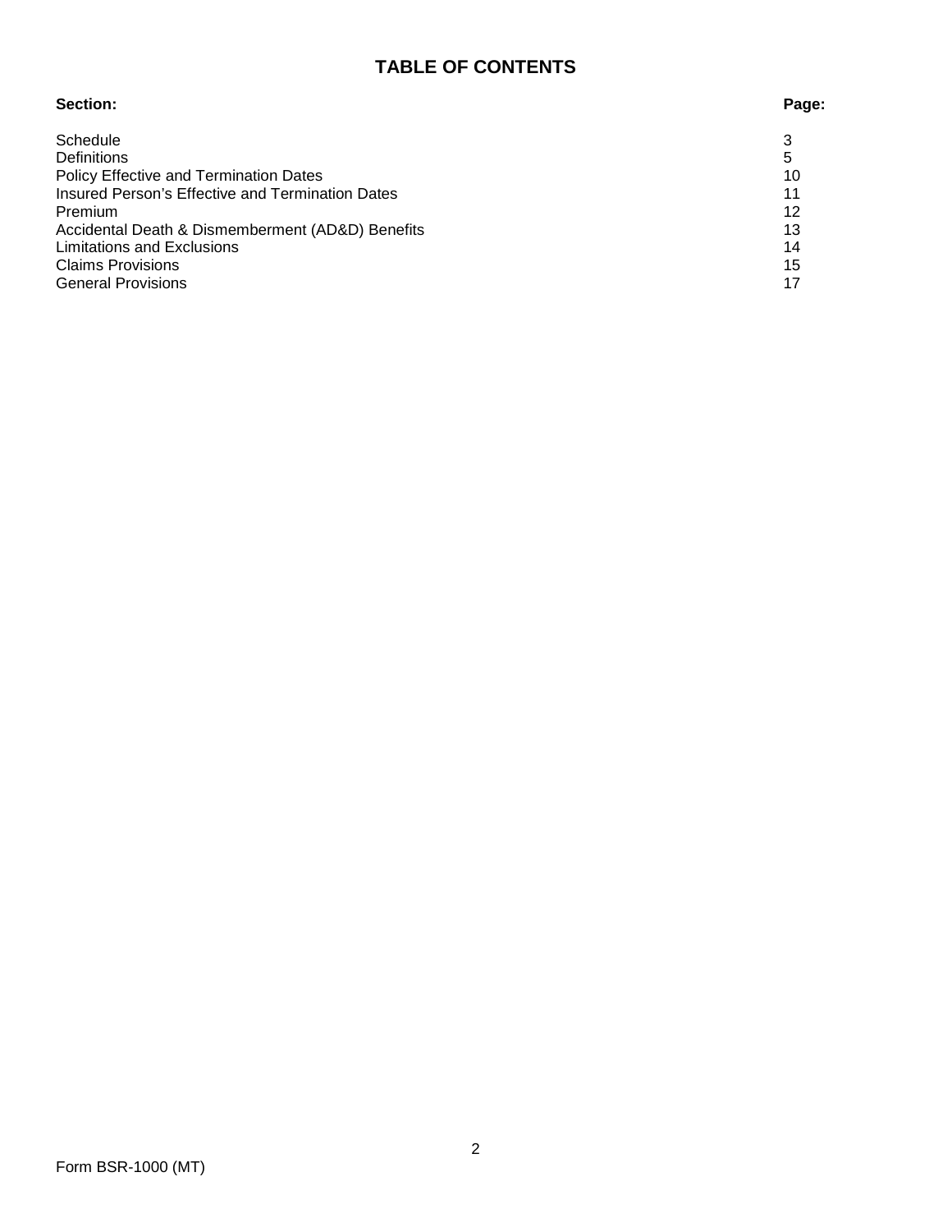# TABLE OF CONTENTS

| Section: | Page: |
|---|---|
| Schedule | 3 |
| Definitions | 5 |
| Policy Effective and Termination Dates | 10 |
| Insured Person's Effective and Termination Dates | 11 |
| Premium | 12 |
| Accidental Death & Dismemberment (AD&D) Benefits | 13 |
| Limitations and Exclusions | 14 |
| Claims Provisions | 15 |
| General Provisions | 17 |

Form BSR-1000 (MT)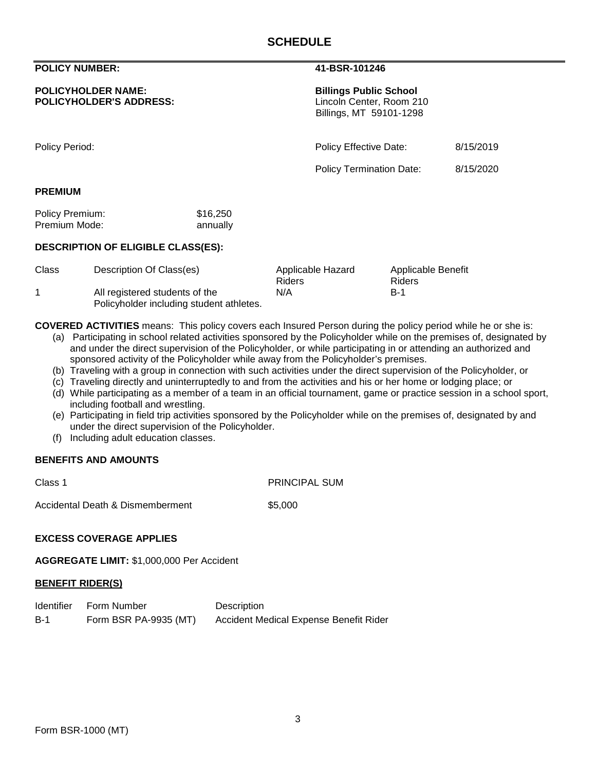# SCHEDULE

| | |
|---|---|
| **POLICY NUMBER:** | **41-BSR-101246** |
| **POLICYHOLDER NAME:** | **Billings Public School** |
| **POLICYHOLDER'S ADDRESS:** | Lincoln Center, Room 210<br>Billings, MT 59101-1298 |

| | | |
|---|---|---|
| Policy Period: | Policy Effective Date: | 8/15/2019 |
| | Policy Termination Date: | 8/15/2020 |

**PREMIUM**

| | |
|---|---|
| Policy Premium: | $16,250 |
| Premium Mode: | annually |

**DESCRIPTION OF ELIGIBLE CLASS(ES):**

| Class | Description Of Class(es) | Applicable Hazard Riders | Applicable Benefit Riders |
|---|---|---|---|
| 1 | All registered students of the Policyholder including student athletes. | N/A | B-1 |

**COVERED ACTIVITIES** means: This policy covers each Insured Person during the policy period while he or she is:

(a) Participating in school related activities sponsored by the Policyholder while on the premises of, designated by and under the direct supervision of the Policyholder, or while participating in or attending an authorized and sponsored activity of the Policyholder while away from the Policyholder's premises.
(b) Traveling with a group in connection with such activities under the direct supervision of the Policyholder, or
(c) Traveling directly and uninterruptedly to and from the activities and his or her home or lodging place; or
(d) While participating as a member of a team in an official tournament, game or practice session in a school sport, including football and wrestling.
(e) Participating in field trip activities sponsored by the Policyholder while on the premises of, designated by and under the direct supervision of the Policyholder.
(f) Including adult education classes.

**BENEFITS AND AMOUNTS**

| Class 1 | PRINCIPAL SUM |
|---|---|
| Accidental Death & Dismemberment | $5,000 |

**EXCESS COVERAGE APPLIES**

**AGGREGATE LIMIT:** $1,000,000 Per Accident

**BENEFIT RIDER(S)**

| Identifier | Form Number | Description |
|---|---|---|
| B-1 | Form BSR PA-9935 (MT) | Accident Medical Expense Benefit Rider |

Form BSR-1000 (MT)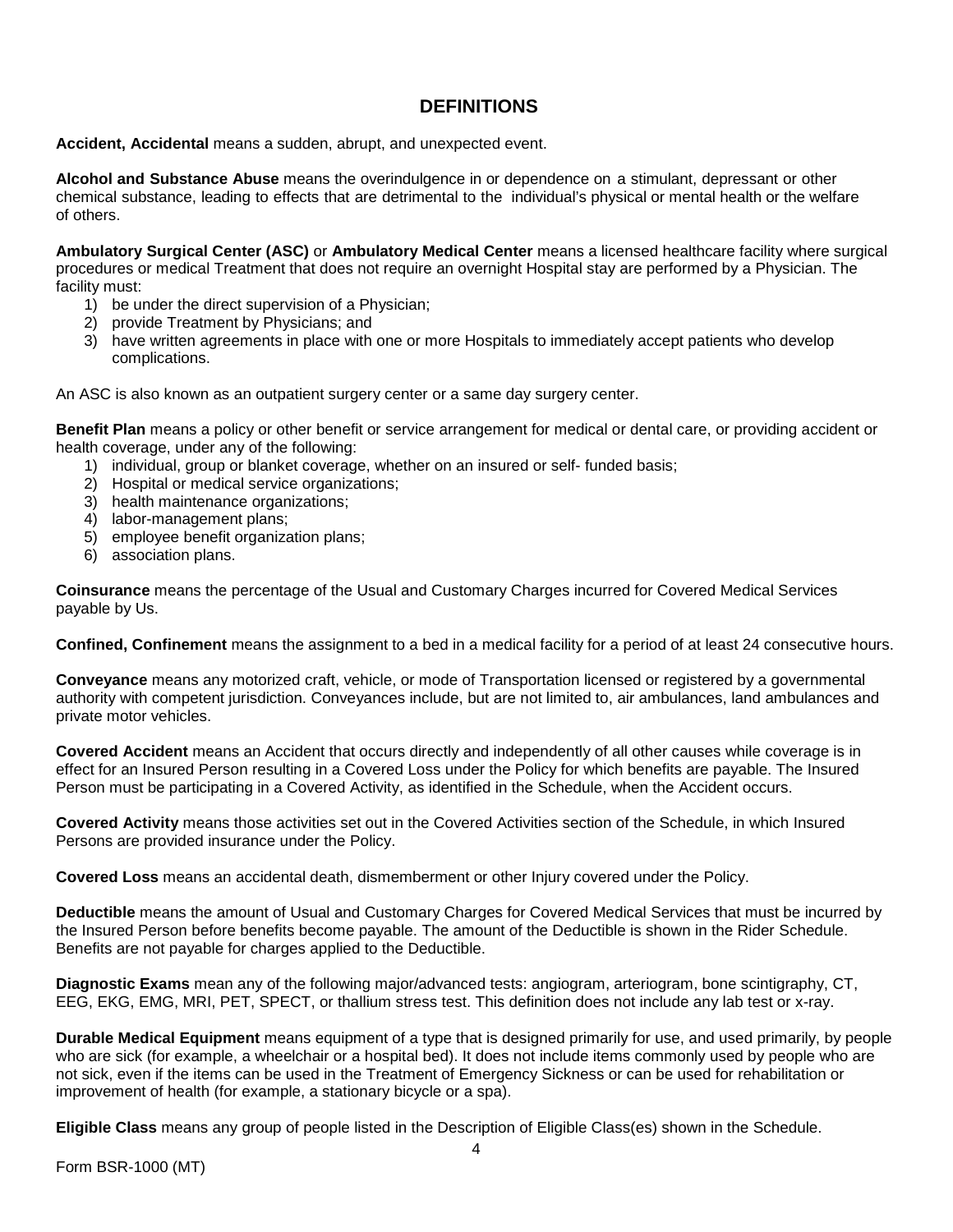## DEFINITIONS

**Accident, Accidental** means a sudden, abrupt, and unexpected event.

**Alcohol and Substance Abuse** means the overindulgence in or dependence on a stimulant, depressant or other chemical substance, leading to effects that are detrimental to the individual's physical or mental health or the welfare of others.

**Ambulatory Surgical Center (ASC)** or **Ambulatory Medical Center** means a licensed healthcare facility where surgical procedures or medical Treatment that does not require an overnight Hospital stay are performed by a Physician. The facility must:

1) be under the direct supervision of a Physician;
2) provide Treatment by Physicians; and
3) have written agreements in place with one or more Hospitals to immediately accept patients who develop complications.

An ASC is also known as an outpatient surgery center or a same day surgery center.

**Benefit Plan** means a policy or other benefit or service arrangement for medical or dental care, or providing accident or health coverage, under any of the following:

1) individual, group or blanket coverage, whether on an insured or self- funded basis;
2) Hospital or medical service organizations;
3) health maintenance organizations;
4) labor-management plans;
5) employee benefit organization plans;
6) association plans.

**Coinsurance** means the percentage of the Usual and Customary Charges incurred for Covered Medical Services payable by Us.

**Confined, Confinement** means the assignment to a bed in a medical facility for a period of at least 24 consecutive hours.

**Conveyance** means any motorized craft, vehicle, or mode of Transportation licensed or registered by a governmental authority with competent jurisdiction. Conveyances include, but are not limited to, air ambulances, land ambulances and private motor vehicles.

**Covered Accident** means an Accident that occurs directly and independently of all other causes while coverage is in effect for an Insured Person resulting in a Covered Loss under the Policy for which benefits are payable. The Insured Person must be participating in a Covered Activity, as identified in the Schedule, when the Accident occurs.

**Covered Activity** means those activities set out in the Covered Activities section of the Schedule, in which Insured Persons are provided insurance under the Policy.

**Covered Loss** means an accidental death, dismemberment or other Injury covered under the Policy.

**Deductible** means the amount of Usual and Customary Charges for Covered Medical Services that must be incurred by the Insured Person before benefits become payable. The amount of the Deductible is shown in the Rider Schedule. Benefits are not payable for charges applied to the Deductible.

**Diagnostic Exams** mean any of the following major/advanced tests: angiogram, arteriogram, bone scintigraphy, CT, EEG, EKG, EMG, MRI, PET, SPECT, or thallium stress test. This definition does not include any lab test or x-ray.

**Durable Medical Equipment** means equipment of a type that is designed primarily for use, and used primarily, by people who are sick (for example, a wheelchair or a hospital bed). It does not include items commonly used by people who are not sick, even if the items can be used in the Treatment of Emergency Sickness or can be used for rehabilitation or improvement of health (for example, a stationary bicycle or a spa).

**Eligible Class** means any group of people listed in the Description of Eligible Class(es) shown in the Schedule.

Form BSR-1000 (MT)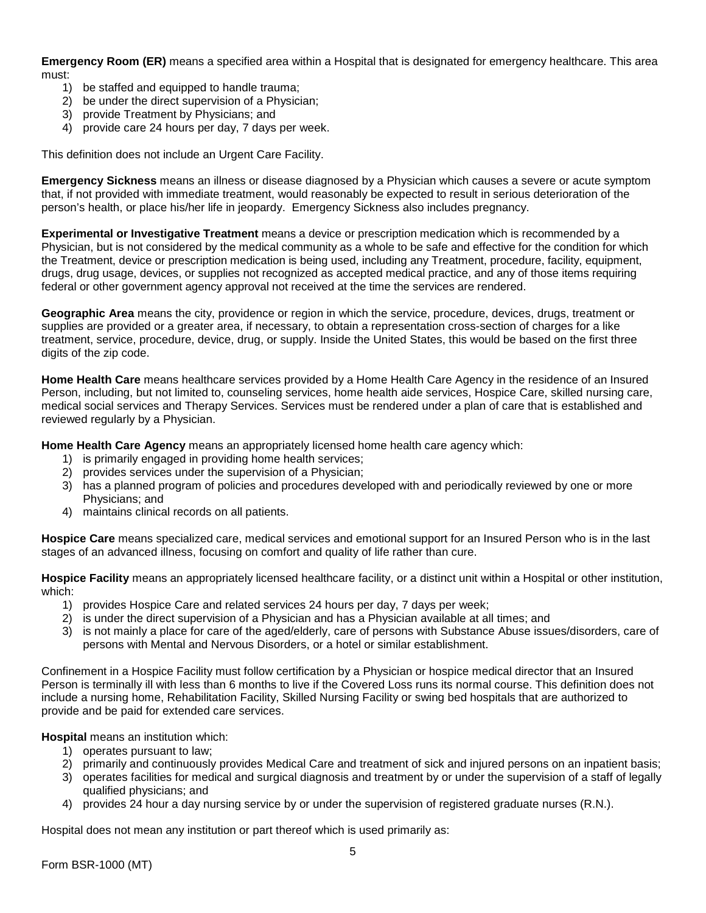**Emergency Room (ER)** means a specified area within a Hospital that is designated for emergency healthcare. This area must:

1) be staffed and equipped to handle trauma;
2) be under the direct supervision of a Physician;
3) provide Treatment by Physicians; and
4) provide care 24 hours per day, 7 days per week.

This definition does not include an Urgent Care Facility.

**Emergency Sickness** means an illness or disease diagnosed by a Physician which causes a severe or acute symptom that, if not provided with immediate treatment, would reasonably be expected to result in serious deterioration of the person's health, or place his/her life in jeopardy. Emergency Sickness also includes pregnancy.

**Experimental or Investigative Treatment** means a device or prescription medication which is recommended by a Physician, but is not considered by the medical community as a whole to be safe and effective for the condition for which the Treatment, device or prescription medication is being used, including any Treatment, procedure, facility, equipment, drugs, drug usage, devices, or supplies not recognized as accepted medical practice, and any of those items requiring federal or other government agency approval not received at the time the services are rendered.

**Geographic Area** means the city, providence or region in which the service, procedure, devices, drugs, treatment or supplies are provided or a greater area, if necessary, to obtain a representation cross-section of charges for a like treatment, service, procedure, device, drug, or supply. Inside the United States, this would be based on the first three digits of the zip code.

**Home Health Care** means healthcare services provided by a Home Health Care Agency in the residence of an Insured Person, including, but not limited to, counseling services, home health aide services, Hospice Care, skilled nursing care, medical social services and Therapy Services. Services must be rendered under a plan of care that is established and reviewed regularly by a Physician.

**Home Health Care Agency** means an appropriately licensed home health care agency which:

1) is primarily engaged in providing home health services;
2) provides services under the supervision of a Physician;
3) has a planned program of policies and procedures developed with and periodically reviewed by one or more Physicians; and
4) maintains clinical records on all patients.

**Hospice Care** means specialized care, medical services and emotional support for an Insured Person who is in the last stages of an advanced illness, focusing on comfort and quality of life rather than cure.

**Hospice Facility** means an appropriately licensed healthcare facility, or a distinct unit within a Hospital or other institution, which:

1) provides Hospice Care and related services 24 hours per day, 7 days per week;
2) is under the direct supervision of a Physician and has a Physician available at all times; and
3) is not mainly a place for care of the aged/elderly, care of persons with Substance Abuse issues/disorders, care of persons with Mental and Nervous Disorders, or a hotel or similar establishment.

Confinement in a Hospice Facility must follow certification by a Physician or hospice medical director that an Insured Person is terminally ill with less than 6 months to live if the Covered Loss runs its normal course. This definition does not include a nursing home, Rehabilitation Facility, Skilled Nursing Facility or swing bed hospitals that are authorized to provide and be paid for extended care services.

**Hospital** means an institution which:

1) operates pursuant to law;
2) primarily and continuously provides Medical Care and treatment of sick and injured persons on an inpatient basis;
3) operates facilities for medical and surgical diagnosis and treatment by or under the supervision of a staff of legally qualified physicians; and
4) provides 24 hour a day nursing service by or under the supervision of registered graduate nurses (R.N.).

Hospital does not mean any institution or part thereof which is used primarily as:

Form BSR-1000 (MT)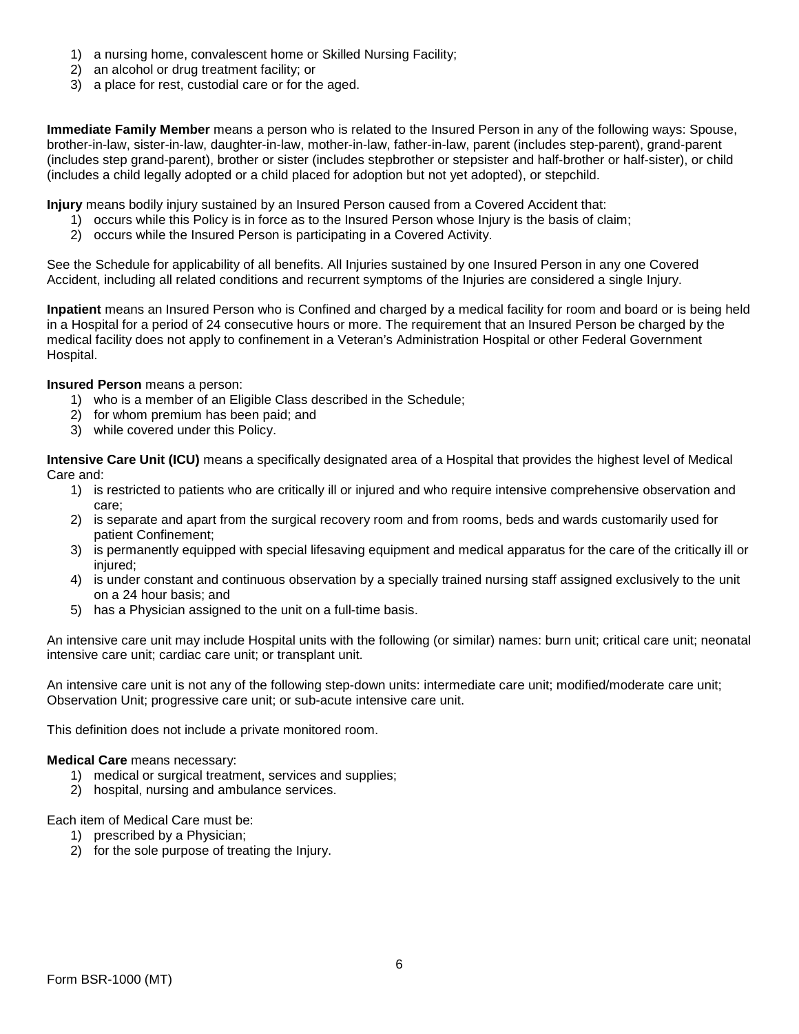1) a nursing home, convalescent home or Skilled Nursing Facility;
2) an alcohol or drug treatment facility; or
3) a place for rest, custodial care or for the aged.

**Immediate Family Member** means a person who is related to the Insured Person in any of the following ways: Spouse, brother-in-law, sister-in-law, daughter-in-law, mother-in-law, father-in-law, parent (includes step-parent), grand-parent (includes step grand-parent), brother or sister (includes stepbrother or stepsister and half-brother or half-sister), or child (includes a child legally adopted or a child placed for adoption but not yet adopted), or stepchild.

**Injury** means bodily injury sustained by an Insured Person caused from a Covered Accident that:

1) occurs while this Policy is in force as to the Insured Person whose Injury is the basis of claim;
2) occurs while the Insured Person is participating in a Covered Activity.

See the Schedule for applicability of all benefits. All Injuries sustained by one Insured Person in any one Covered Accident, including all related conditions and recurrent symptoms of the Injuries are considered a single Injury.

**Inpatient** means an Insured Person who is Confined and charged by a medical facility for room and board or is being held in a Hospital for a period of 24 consecutive hours or more. The requirement that an Insured Person be charged by the medical facility does not apply to confinement in a Veteran's Administration Hospital or other Federal Government Hospital.

**Insured Person** means a person:

1) who is a member of an Eligible Class described in the Schedule;
2) for whom premium has been paid; and
3) while covered under this Policy.

**Intensive Care Unit (ICU)** means a specifically designated area of a Hospital that provides the highest level of Medical Care and:

1) is restricted to patients who are critically ill or injured and who require intensive comprehensive observation and care;
2) is separate and apart from the surgical recovery room and from rooms, beds and wards customarily used for patient Confinement;
3) is permanently equipped with special lifesaving equipment and medical apparatus for the care of the critically ill or injured;
4) is under constant and continuous observation by a specially trained nursing staff assigned exclusively to the unit on a 24 hour basis; and
5) has a Physician assigned to the unit on a full-time basis.

An intensive care unit may include Hospital units with the following (or similar) names: burn unit; critical care unit; neonatal intensive care unit; cardiac care unit; or transplant unit.

An intensive care unit is not any of the following step-down units: intermediate care unit; modified/moderate care unit; Observation Unit; progressive care unit; or sub-acute intensive care unit.

This definition does not include a private monitored room.

**Medical Care** means necessary:

1) medical or surgical treatment, services and supplies;
2) hospital, nursing and ambulance services.

Each item of Medical Care must be:

1) prescribed by a Physician;
2) for the sole purpose of treating the Injury.

Form BSR-1000 (MT)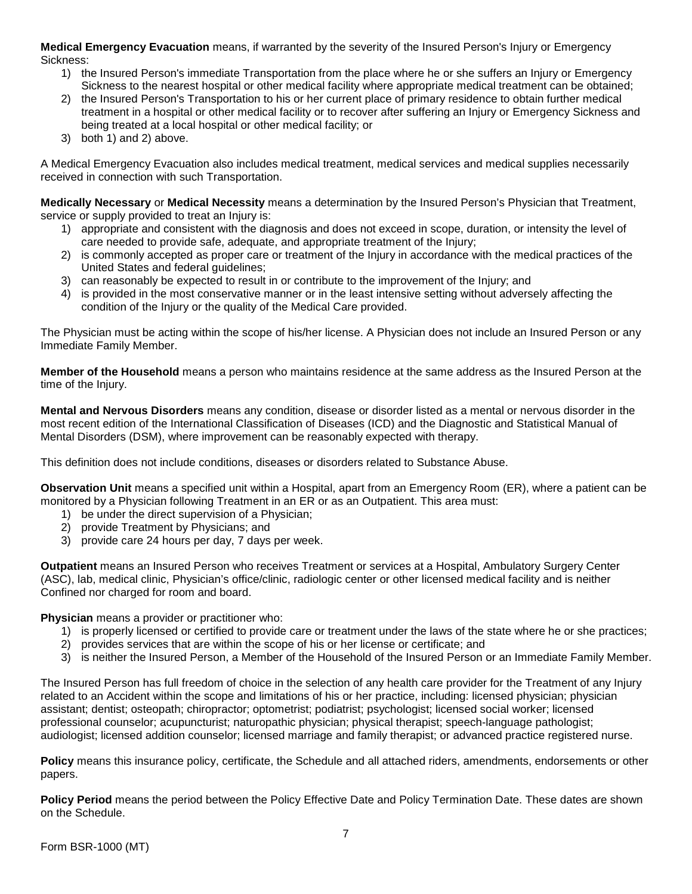**Medical Emergency Evacuation** means, if warranted by the severity of the Insured Person's Injury or Emergency Sickness:

1) the Insured Person's immediate Transportation from the place where he or she suffers an Injury or Emergency Sickness to the nearest hospital or other medical facility where appropriate medical treatment can be obtained;
2) the Insured Person's Transportation to his or her current place of primary residence to obtain further medical treatment in a hospital or other medical facility or to recover after suffering an Injury or Emergency Sickness and being treated at a local hospital or other medical facility; or
3) both 1) and 2) above.

A Medical Emergency Evacuation also includes medical treatment, medical services and medical supplies necessarily received in connection with such Transportation.

**Medically Necessary** or **Medical Necessity** means a determination by the Insured Person's Physician that Treatment, service or supply provided to treat an Injury is:

1) appropriate and consistent with the diagnosis and does not exceed in scope, duration, or intensity the level of care needed to provide safe, adequate, and appropriate treatment of the Injury;
2) is commonly accepted as proper care or treatment of the Injury in accordance with the medical practices of the United States and federal guidelines;
3) can reasonably be expected to result in or contribute to the improvement of the Injury; and
4) is provided in the most conservative manner or in the least intensive setting without adversely affecting the condition of the Injury or the quality of the Medical Care provided.

The Physician must be acting within the scope of his/her license. A Physician does not include an Insured Person or any Immediate Family Member.

**Member of the Household** means a person who maintains residence at the same address as the Insured Person at the time of the Injury.

**Mental and Nervous Disorders** means any condition, disease or disorder listed as a mental or nervous disorder in the most recent edition of the International Classification of Diseases (ICD) and the Diagnostic and Statistical Manual of Mental Disorders (DSM), where improvement can be reasonably expected with therapy.

This definition does not include conditions, diseases or disorders related to Substance Abuse.

**Observation Unit** means a specified unit within a Hospital, apart from an Emergency Room (ER), where a patient can be monitored by a Physician following Treatment in an ER or as an Outpatient. This area must:

1) be under the direct supervision of a Physician;
2) provide Treatment by Physicians; and
3) provide care 24 hours per day, 7 days per week.

**Outpatient** means an Insured Person who receives Treatment or services at a Hospital, Ambulatory Surgery Center (ASC), lab, medical clinic, Physician's office/clinic, radiologic center or other licensed medical facility and is neither Confined nor charged for room and board.

**Physician** means a provider or practitioner who:

1) is properly licensed or certified to provide care or treatment under the laws of the state where he or she practices;
2) provides services that are within the scope of his or her license or certificate; and
3) is neither the Insured Person, a Member of the Household of the Insured Person or an Immediate Family Member.

The Insured Person has full freedom of choice in the selection of any health care provider for the Treatment of any Injury related to an Accident within the scope and limitations of his or her practice, including: licensed physician; physician assistant; dentist; osteopath; chiropractor; optometrist; podiatrist; psychologist; licensed social worker; licensed professional counselor; acupuncturist; naturopathic physician; physical therapist; speech-language pathologist; audiologist; licensed addition counselor; licensed marriage and family therapist; or advanced practice registered nurse.

**Policy** means this insurance policy, certificate, the Schedule and all attached riders, amendments, endorsements or other papers.

**Policy Period** means the period between the Policy Effective Date and Policy Termination Date. These dates are shown on the Schedule.

Form BSR-1000 (MT)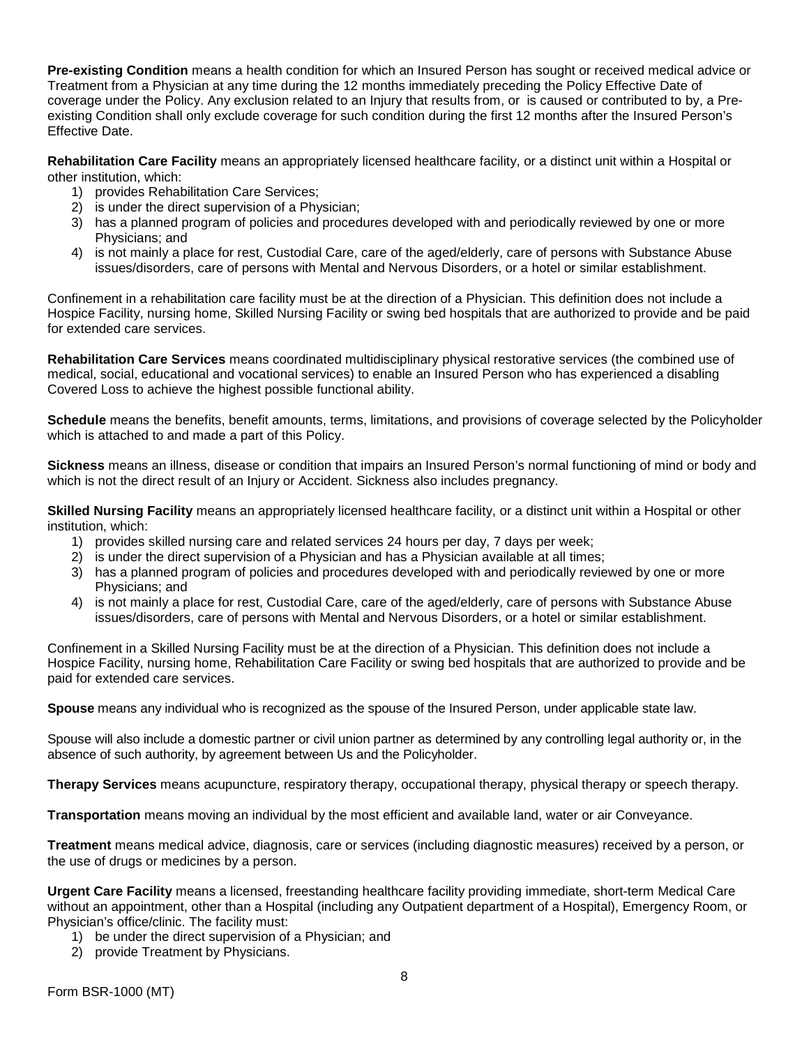**Pre-existing Condition** means a health condition for which an Insured Person has sought or received medical advice or Treatment from a Physician at any time during the 12 months immediately preceding the Policy Effective Date of coverage under the Policy. Any exclusion related to an Injury that results from, or is caused or contributed to by, a Pre-existing Condition shall only exclude coverage for such condition during the first 12 months after the Insured Person's Effective Date.

**Rehabilitation Care Facility** means an appropriately licensed healthcare facility, or a distinct unit within a Hospital or other institution, which:

1) provides Rehabilitation Care Services;
2) is under the direct supervision of a Physician;
3) has a planned program of policies and procedures developed with and periodically reviewed by one or more Physicians; and
4) is not mainly a place for rest, Custodial Care, care of the aged/elderly, care of persons with Substance Abuse issues/disorders, care of persons with Mental and Nervous Disorders, or a hotel or similar establishment.

Confinement in a rehabilitation care facility must be at the direction of a Physician. This definition does not include a Hospice Facility, nursing home, Skilled Nursing Facility or swing bed hospitals that are authorized to provide and be paid for extended care services.

**Rehabilitation Care Services** means coordinated multidisciplinary physical restorative services (the combined use of medical, social, educational and vocational services) to enable an Insured Person who has experienced a disabling Covered Loss to achieve the highest possible functional ability.

**Schedule** means the benefits, benefit amounts, terms, limitations, and provisions of coverage selected by the Policyholder which is attached to and made a part of this Policy.

**Sickness** means an illness, disease or condition that impairs an Insured Person's normal functioning of mind or body and which is not the direct result of an Injury or Accident. Sickness also includes pregnancy.

**Skilled Nursing Facility** means an appropriately licensed healthcare facility, or a distinct unit within a Hospital or other institution, which:

1) provides skilled nursing care and related services 24 hours per day, 7 days per week;
2) is under the direct supervision of a Physician and has a Physician available at all times;
3) has a planned program of policies and procedures developed with and periodically reviewed by one or more Physicians; and
4) is not mainly a place for rest, Custodial Care, care of the aged/elderly, care of persons with Substance Abuse issues/disorders, care of persons with Mental and Nervous Disorders, or a hotel or similar establishment.

Confinement in a Skilled Nursing Facility must be at the direction of a Physician. This definition does not include a Hospice Facility, nursing home, Rehabilitation Care Facility or swing bed hospitals that are authorized to provide and be paid for extended care services.

**Spouse** means any individual who is recognized as the spouse of the Insured Person, under applicable state law.

Spouse will also include a domestic partner or civil union partner as determined by any controlling legal authority or, in the absence of such authority, by agreement between Us and the Policyholder.

**Therapy Services** means acupuncture, respiratory therapy, occupational therapy, physical therapy or speech therapy.

**Transportation** means moving an individual by the most efficient and available land, water or air Conveyance.

**Treatment** means medical advice, diagnosis, care or services (including diagnostic measures) received by a person, or the use of drugs or medicines by a person.

**Urgent Care Facility** means a licensed, freestanding healthcare facility providing immediate, short-term Medical Care without an appointment, other than a Hospital (including any Outpatient department of a Hospital), Emergency Room, or Physician's office/clinic. The facility must:

1) be under the direct supervision of a Physician; and
2) provide Treatment by Physicians.

Form BSR-1000 (MT)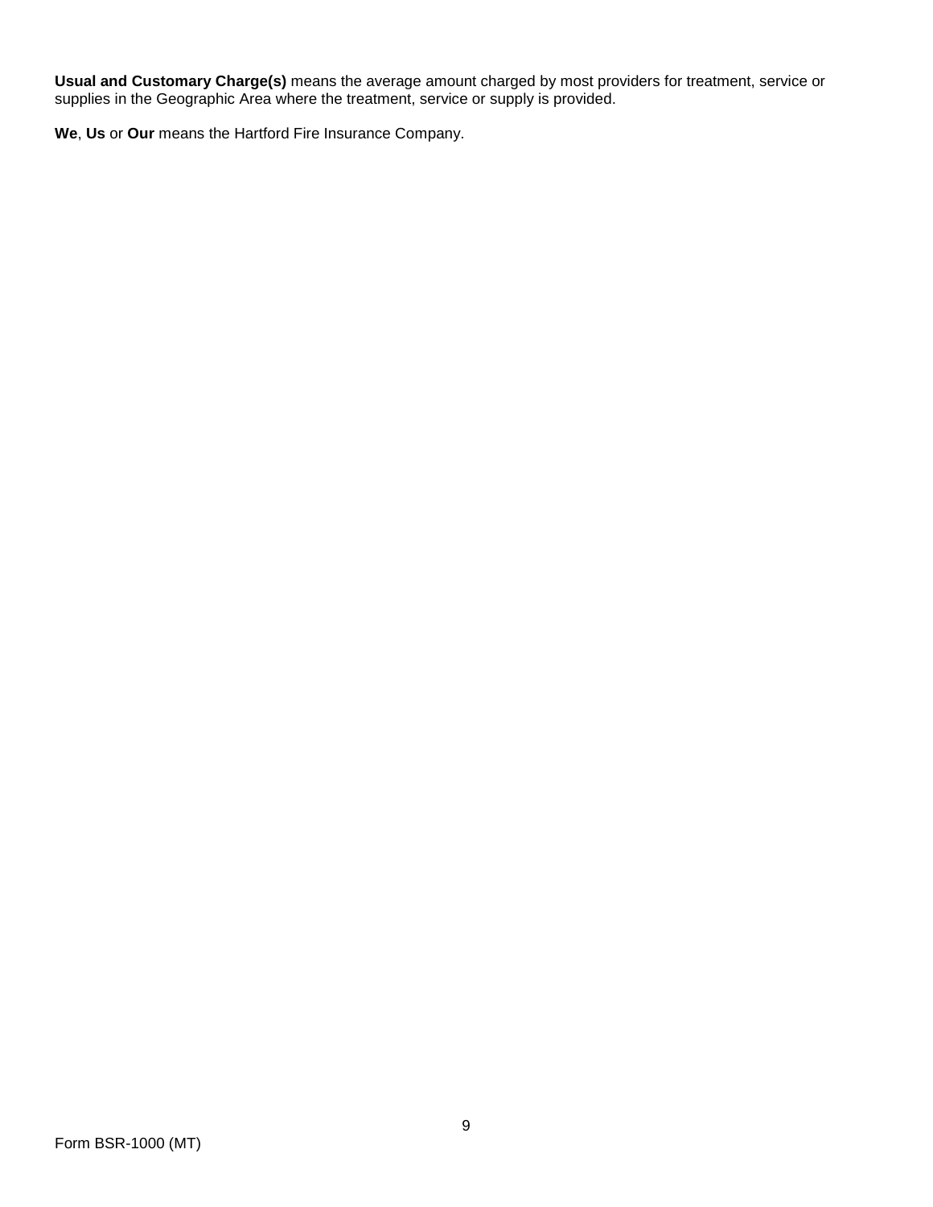**Usual and Customary Charge(s)** means the average amount charged by most providers for treatment, service or supplies in the Geographic Area where the treatment, service or supply is provided.

**We**, **Us** or **Our** means the Hartford Fire Insurance Company.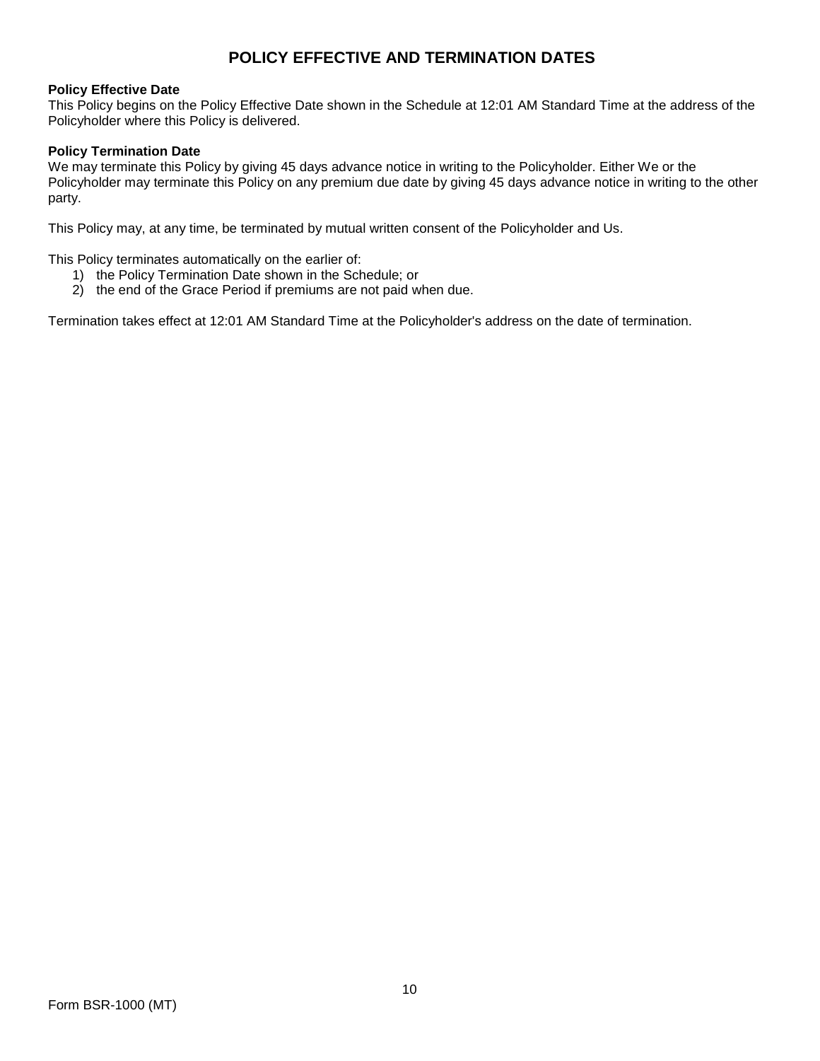# POLICY EFFECTIVE AND TERMINATION DATES

**Policy Effective Date**
This Policy begins on the Policy Effective Date shown in the Schedule at 12:01 AM Standard Time at the address of the Policyholder where this Policy is delivered.

**Policy Termination Date**
We may terminate this Policy by giving 45 days advance notice in writing to the Policyholder. Either We or the Policyholder may terminate this Policy on any premium due date by giving 45 days advance notice in writing to the other party.

This Policy may, at any time, be terminated by mutual written consent of the Policyholder and Us.

This Policy terminates automatically on the earlier of:

1) the Policy Termination Date shown in the Schedule; or
2) the end of the Grace Period if premiums are not paid when due.

Termination takes effect at 12:01 AM Standard Time at the Policyholder's address on the date of termination.

Form BSR-1000 (MT)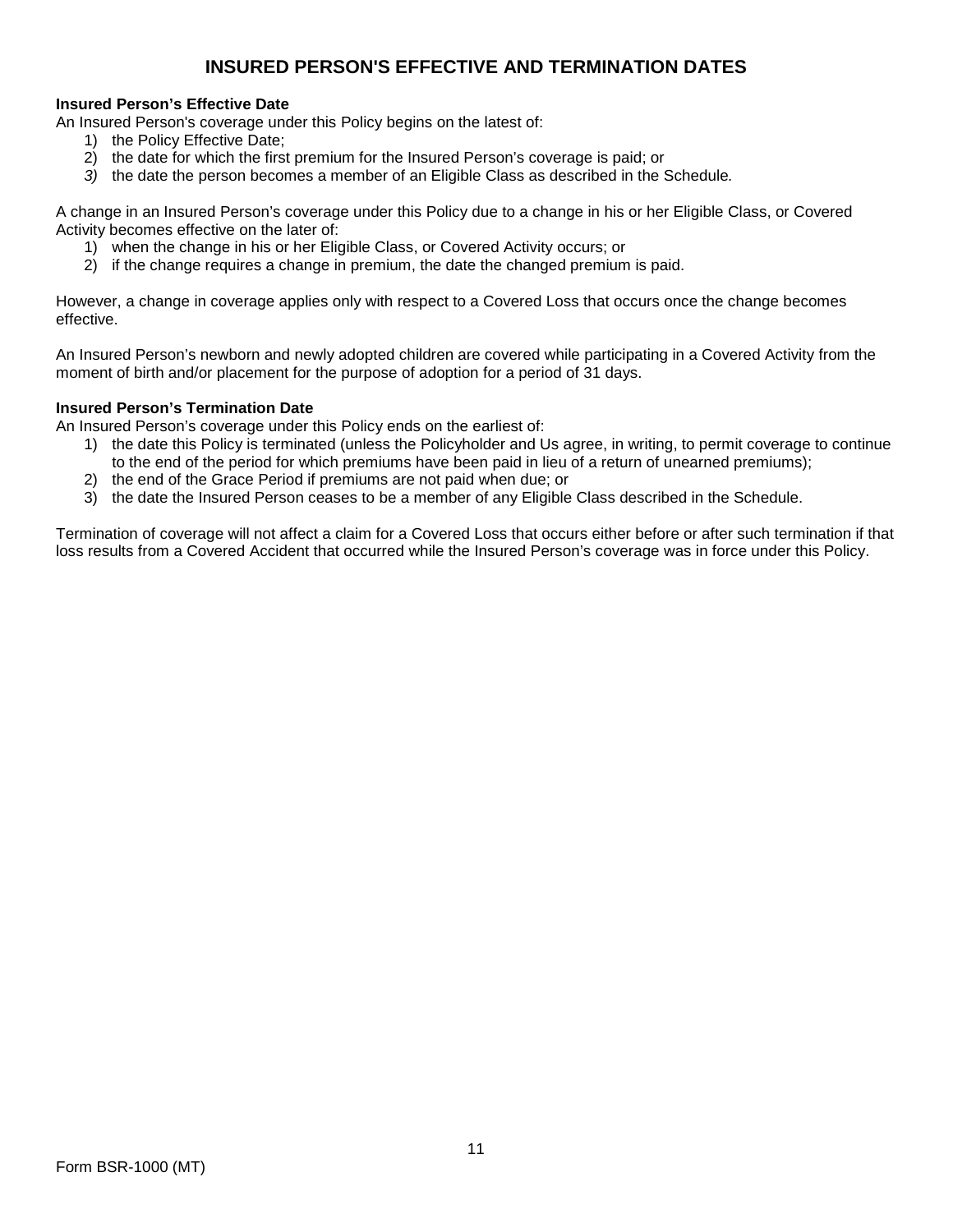# INSURED PERSON'S EFFECTIVE AND TERMINATION DATES

**Insured Person's Effective Date**

An Insured Person's coverage under this Policy begins on the latest of:

1) the Policy Effective Date;
2) the date for which the first premium for the Insured Person's coverage is paid; or
3) the date the person becomes a member of an Eligible Class as described in the Schedule.

A change in an Insured Person's coverage under this Policy due to a change in his or her Eligible Class, or Covered Activity becomes effective on the later of:

1) when the change in his or her Eligible Class, or Covered Activity occurs; or
2) if the change requires a change in premium, the date the changed premium is paid.

However, a change in coverage applies only with respect to a Covered Loss that occurs once the change becomes effective.

An Insured Person's newborn and newly adopted children are covered while participating in a Covered Activity from the moment of birth and/or placement for the purpose of adoption for a period of 31 days.

**Insured Person's Termination Date**

An Insured Person's coverage under this Policy ends on the earliest of:

1) the date this Policy is terminated (unless the Policyholder and Us agree, in writing, to permit coverage to continue to the end of the period for which premiums have been paid in lieu of a return of unearned premiums);
2) the end of the Grace Period if premiums are not paid when due; or
3) the date the Insured Person ceases to be a member of any Eligible Class described in the Schedule.

Termination of coverage will not affect a claim for a Covered Loss that occurs either before or after such termination if that loss results from a Covered Accident that occurred while the Insured Person's coverage was in force under this Policy.

Form BSR-1000 (MT)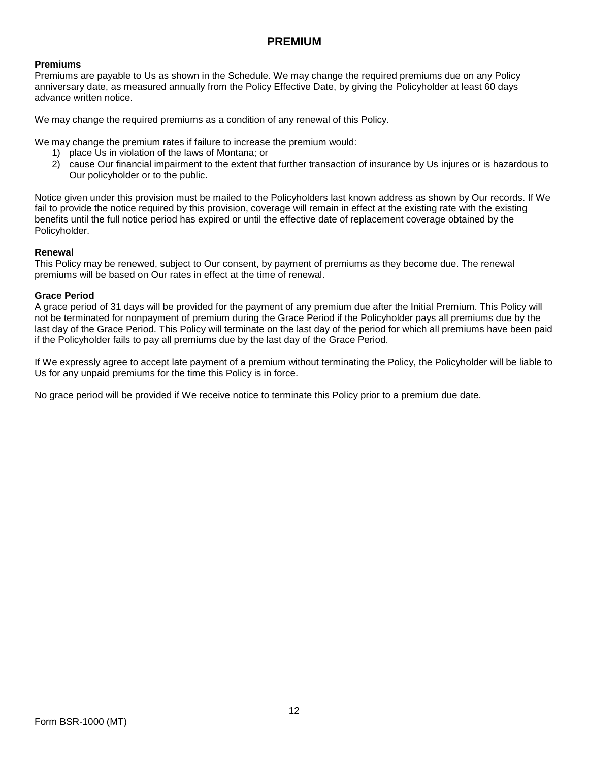# PREMIUM

**Premiums**

Premiums are payable to Us as shown in the Schedule. We may change the required premiums due on any Policy anniversary date, as measured annually from the Policy Effective Date, by giving the Policyholder at least 60 days advance written notice.

We may change the required premiums as a condition of any renewal of this Policy.

We may change the premium rates if failure to increase the premium would:

1) place Us in violation of the laws of Montana; or
2) cause Our financial impairment to the extent that further transaction of insurance by Us injures or is hazardous to Our policyholder or to the public.

Notice given under this provision must be mailed to the Policyholders last known address as shown by Our records. If We fail to provide the notice required by this provision, coverage will remain in effect at the existing rate with the existing benefits until the full notice period has expired or until the effective date of replacement coverage obtained by the Policyholder.

**Renewal**

This Policy may be renewed, subject to Our consent, by payment of premiums as they become due. The renewal premiums will be based on Our rates in effect at the time of renewal.

**Grace Period**

A grace period of 31 days will be provided for the payment of any premium due after the Initial Premium. This Policy will not be terminated for nonpayment of premium during the Grace Period if the Policyholder pays all premiums due by the last day of the Grace Period. This Policy will terminate on the last day of the period for which all premiums have been paid if the Policyholder fails to pay all premiums due by the last day of the Grace Period.

If We expressly agree to accept late payment of a premium without terminating the Policy, the Policyholder will be liable to Us for any unpaid premiums for the time this Policy is in force.

No grace period will be provided if We receive notice to terminate this Policy prior to a premium due date.

Form BSR-1000 (MT)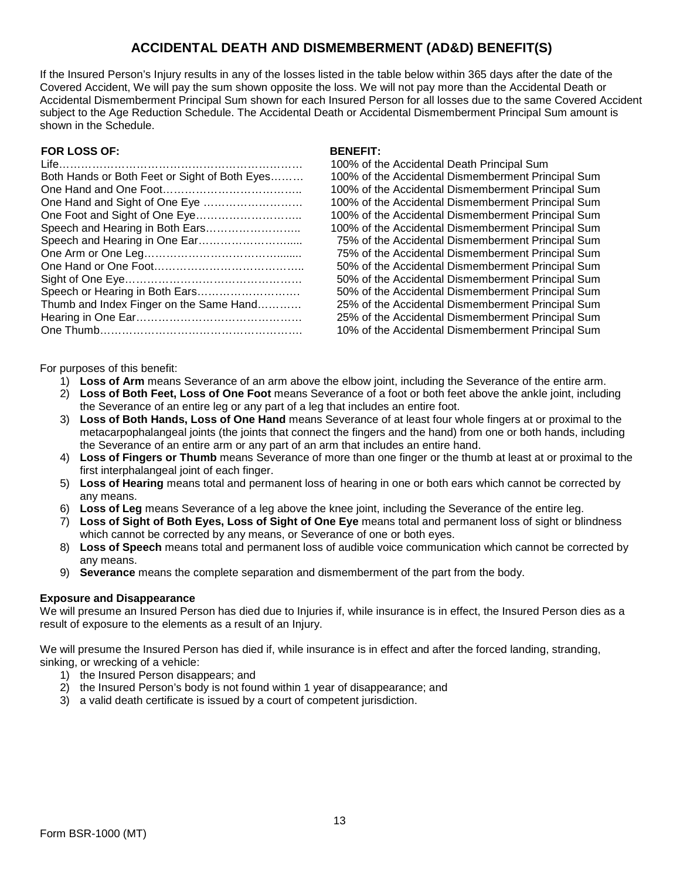# ACCIDENTAL DEATH AND DISMEMBERMENT (AD&D) BENEFIT(S)

If the Insured Person's Injury results in any of the losses listed in the table below within 365 days after the date of the Covered Accident, We will pay the sum shown opposite the loss. We will not pay more than the Accidental Death or Accidental Dismemberment Principal Sum shown for each Insured Person for all losses due to the same Covered Accident subject to the Age Reduction Schedule. The Accidental Death or Accidental Dismemberment Principal Sum amount is shown in the Schedule.

| FOR LOSS OF: | BENEFIT: |
|---|---|
| Life | 100% of the Accidental Death Principal Sum |
| Both Hands or Both Feet or Sight of Both Eyes | 100% of the Accidental Dismemberment Principal Sum |
| One Hand and One Foot | 100% of the Accidental Dismemberment Principal Sum |
| One Hand and Sight of One Eye | 100% of the Accidental Dismemberment Principal Sum |
| One Foot and Sight of One Eye | 100% of the Accidental Dismemberment Principal Sum |
| Speech and Hearing in Both Ears | 100% of the Accidental Dismemberment Principal Sum |
| Speech and Hearing in One Ear | 75% of the Accidental Dismemberment Principal Sum |
| One Arm or One Leg | 75% of the Accidental Dismemberment Principal Sum |
| One Hand or One Foot | 50% of the Accidental Dismemberment Principal Sum |
| Sight of One Eye | 50% of the Accidental Dismemberment Principal Sum |
| Speech or Hearing in Both Ears | 50% of the Accidental Dismemberment Principal Sum |
| Thumb and Index Finger on the Same Hand | 25% of the Accidental Dismemberment Principal Sum |
| Hearing in One Ear | 25% of the Accidental Dismemberment Principal Sum |
| One Thumb | 10% of the Accidental Dismemberment Principal Sum |

For purposes of this benefit:

1) **Loss of Arm** means Severance of an arm above the elbow joint, including the Severance of the entire arm.
2) **Loss of Both Feet, Loss of One Foot** means Severance of a foot or both feet above the ankle joint, including the Severance of an entire leg or any part of a leg that includes an entire foot.
3) **Loss of Both Hands, Loss of One Hand** means Severance of at least four whole fingers at or proximal to the metacarpophalangeal joints (the joints that connect the fingers and the hand) from one or both hands, including the Severance of an entire arm or any part of an arm that includes an entire hand.
4) **Loss of Fingers or Thumb** means Severance of more than one finger or the thumb at least at or proximal to the first interphalangeal joint of each finger.
5) **Loss of Hearing** means total and permanent loss of hearing in one or both ears which cannot be corrected by any means.
6) **Loss of Leg** means Severance of a leg above the knee joint, including the Severance of the entire leg.
7) **Loss of Sight of Both Eyes, Loss of Sight of One Eye** means total and permanent loss of sight or blindness which cannot be corrected by any means, or Severance of one or both eyes.
8) **Loss of Speech** means total and permanent loss of audible voice communication which cannot be corrected by any means.
9) **Severance** means the complete separation and dismemberment of the part from the body.

**Exposure and Disappearance**

We will presume an Insured Person has died due to Injuries if, while insurance is in effect, the Insured Person dies as a result of exposure to the elements as a result of an Injury.

We will presume the Insured Person has died if, while insurance is in effect and after the forced landing, stranding, sinking, or wrecking of a vehicle:

1) the Insured Person disappears; and
2) the Insured Person's body is not found within 1 year of disappearance; and
3) a valid death certificate is issued by a court of competent jurisdiction.

Form BSR-1000 (MT)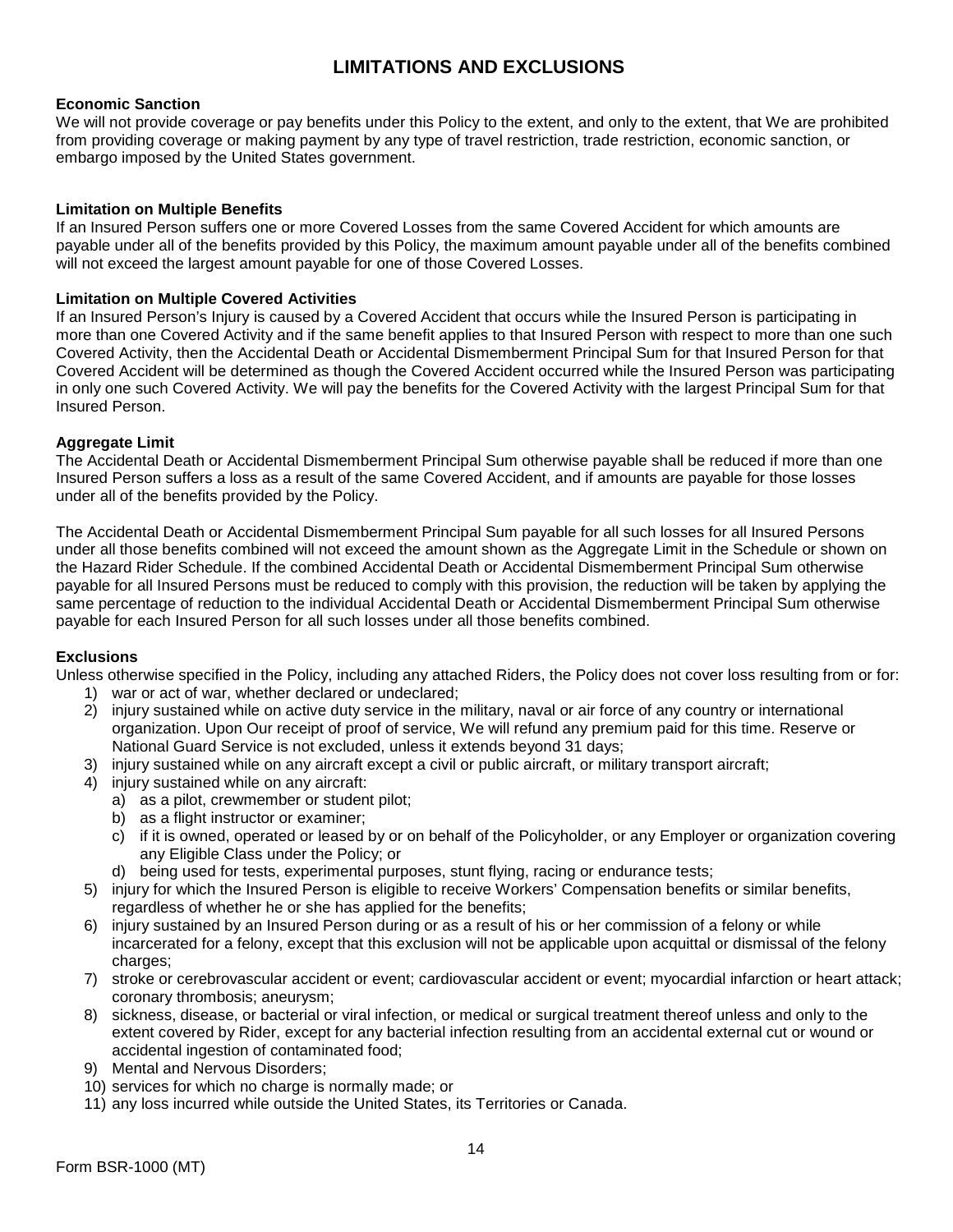# LIMITATIONS AND EXCLUSIONS

**Economic Sanction**
We will not provide coverage or pay benefits under this Policy to the extent, and only to the extent, that We are prohibited from providing coverage or making payment by any type of travel restriction, trade restriction, economic sanction, or embargo imposed by the United States government.

**Limitation on Multiple Benefits**
If an Insured Person suffers one or more Covered Losses from the same Covered Accident for which amounts are payable under all of the benefits provided by this Policy, the maximum amount payable under all of the benefits combined will not exceed the largest amount payable for one of those Covered Losses.

**Limitation on Multiple Covered Activities**
If an Insured Person's Injury is caused by a Covered Accident that occurs while the Insured Person is participating in more than one Covered Activity and if the same benefit applies to that Insured Person with respect to more than one such Covered Activity, then the Accidental Death or Accidental Dismemberment Principal Sum for that Insured Person for that Covered Accident will be determined as though the Covered Accident occurred while the Insured Person was participating in only one such Covered Activity. We will pay the benefits for the Covered Activity with the largest Principal Sum for that Insured Person.

**Aggregate Limit**
The Accidental Death or Accidental Dismemberment Principal Sum otherwise payable shall be reduced if more than one Insured Person suffers a loss as a result of the same Covered Accident, and if amounts are payable for those losses under all of the benefits provided by the Policy.

The Accidental Death or Accidental Dismemberment Principal Sum payable for all such losses for all Insured Persons under all those benefits combined will not exceed the amount shown as the Aggregate Limit in the Schedule or shown on the Hazard Rider Schedule. If the combined Accidental Death or Accidental Dismemberment Principal Sum otherwise payable for all Insured Persons must be reduced to comply with this provision, the reduction will be taken by applying the same percentage of reduction to the individual Accidental Death or Accidental Dismemberment Principal Sum otherwise payable for each Insured Person for all such losses under all those benefits combined.

**Exclusions**
Unless otherwise specified in the Policy, including any attached Riders, the Policy does not cover loss resulting from or for:

1) war or act of war, whether declared or undeclared;
2) injury sustained while on active duty service in the military, naval or air force of any country or international organization. Upon Our receipt of proof of service, We will refund any premium paid for this time. Reserve or National Guard Service is not excluded, unless it extends beyond 31 days;
3) injury sustained while on any aircraft except a civil or public aircraft, or military transport aircraft;
4) injury sustained while on any aircraft:
   a) as a pilot, crewmember or student pilot;
   b) as a flight instructor or examiner;
   c) if it is owned, operated or leased by or on behalf of the Policyholder, or any Employer or organization covering any Eligible Class under the Policy; or
   d) being used for tests, experimental purposes, stunt flying, racing or endurance tests;
5) injury for which the Insured Person is eligible to receive Workers' Compensation benefits or similar benefits, regardless of whether he or she has applied for the benefits;
6) injury sustained by an Insured Person during or as a result of his or her commission of a felony or while incarcerated for a felony, except that this exclusion will not be applicable upon acquittal or dismissal of the felony charges;
7) stroke or cerebrovascular accident or event; cardiovascular accident or event; myocardial infarction or heart attack; coronary thrombosis; aneurysm;
8) sickness, disease, or bacterial or viral infection, or medical or surgical treatment thereof unless and only to the extent covered by Rider, except for any bacterial infection resulting from an accidental external cut or wound or accidental ingestion of contaminated food;
9) Mental and Nervous Disorders;
10) services for which no charge is normally made; or
11) any loss incurred while outside the United States, its Territories or Canada.

Form BSR-1000 (MT)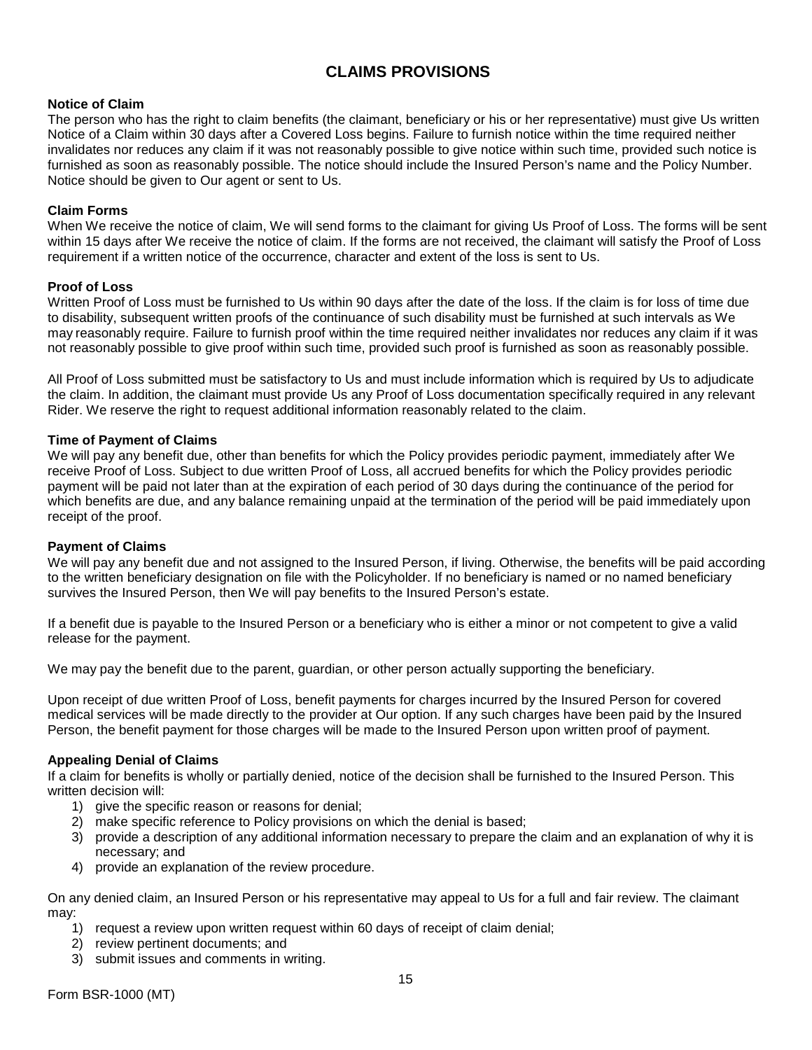# CLAIMS PROVISIONS

**Notice of Claim**

The person who has the right to claim benefits (the claimant, beneficiary or his or her representative) must give Us written Notice of a Claim within 30 days after a Covered Loss begins. Failure to furnish notice within the time required neither invalidates nor reduces any claim if it was not reasonably possible to give notice within such time, provided such notice is furnished as soon as reasonably possible. The notice should include the Insured Person's name and the Policy Number. Notice should be given to Our agent or sent to Us.

**Claim Forms**

When We receive the notice of claim, We will send forms to the claimant for giving Us Proof of Loss. The forms will be sent within 15 days after We receive the notice of claim. If the forms are not received, the claimant will satisfy the Proof of Loss requirement if a written notice of the occurrence, character and extent of the loss is sent to Us.

**Proof of Loss**

Written Proof of Loss must be furnished to Us within 90 days after the date of the loss. If the claim is for loss of time due to disability, subsequent written proofs of the continuance of such disability must be furnished at such intervals as We may reasonably require. Failure to furnish proof within the time required neither invalidates nor reduces any claim if it was not reasonably possible to give proof within such time, provided such proof is furnished as soon as reasonably possible.

All Proof of Loss submitted must be satisfactory to Us and must include information which is required by Us to adjudicate the claim. In addition, the claimant must provide Us any Proof of Loss documentation specifically required in any relevant Rider. We reserve the right to request additional information reasonably related to the claim.

**Time of Payment of Claims**

We will pay any benefit due, other than benefits for which the Policy provides periodic payment, immediately after We receive Proof of Loss. Subject to due written Proof of Loss, all accrued benefits for which the Policy provides periodic payment will be paid not later than at the expiration of each period of 30 days during the continuance of the period for which benefits are due, and any balance remaining unpaid at the termination of the period will be paid immediately upon receipt of the proof.

**Payment of Claims**

We will pay any benefit due and not assigned to the Insured Person, if living. Otherwise, the benefits will be paid according to the written beneficiary designation on file with the Policyholder. If no beneficiary is named or no named beneficiary survives the Insured Person, then We will pay benefits to the Insured Person's estate.

If a benefit due is payable to the Insured Person or a beneficiary who is either a minor or not competent to give a valid release for the payment.

We may pay the benefit due to the parent, guardian, or other person actually supporting the beneficiary.

Upon receipt of due written Proof of Loss, benefit payments for charges incurred by the Insured Person for covered medical services will be made directly to the provider at Our option. If any such charges have been paid by the Insured Person, the benefit payment for those charges will be made to the Insured Person upon written proof of payment.

**Appealing Denial of Claims**

If a claim for benefits is wholly or partially denied, notice of the decision shall be furnished to the Insured Person. This written decision will:

1) give the specific reason or reasons for denial;
2) make specific reference to Policy provisions on which the denial is based;
3) provide a description of any additional information necessary to prepare the claim and an explanation of why it is necessary; and
4) provide an explanation of the review procedure.

On any denied claim, an Insured Person or his representative may appeal to Us for a full and fair review. The claimant may:

1) request a review upon written request within 60 days of receipt of claim denial;
2) review pertinent documents; and
3) submit issues and comments in writing.

Form BSR-1000 (MT)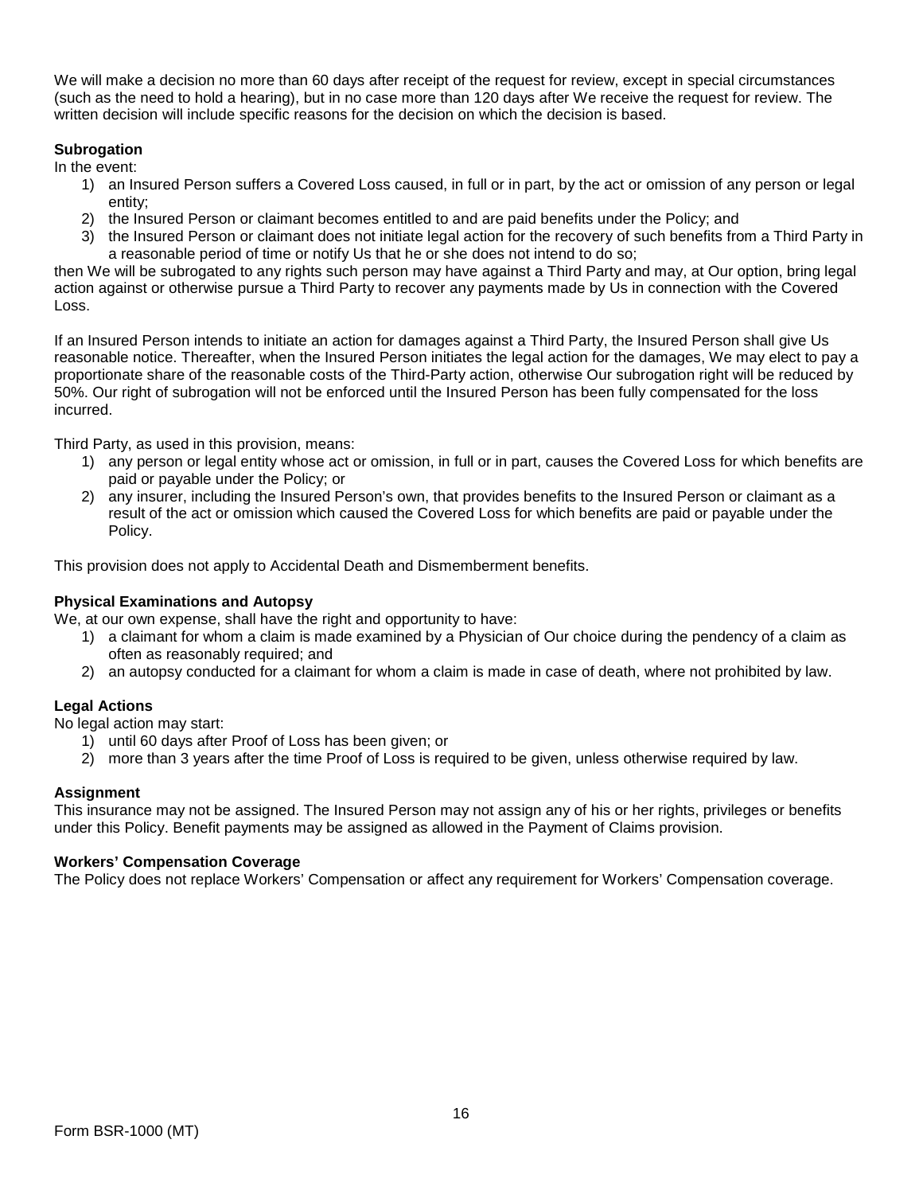We will make a decision no more than 60 days after receipt of the request for review, except in special circumstances (such as the need to hold a hearing), but in no case more than 120 days after We receive the request for review. The written decision will include specific reasons for the decision on which the decision is based.

**Subrogation**

In the event:

1) an Insured Person suffers a Covered Loss caused, in full or in part, by the act or omission of any person or legal entity;
2) the Insured Person or claimant becomes entitled to and are paid benefits under the Policy; and
3) the Insured Person or claimant does not initiate legal action for the recovery of such benefits from a Third Party in a reasonable period of time or notify Us that he or she does not intend to do so;

then We will be subrogated to any rights such person may have against a Third Party and may, at Our option, bring legal action against or otherwise pursue a Third Party to recover any payments made by Us in connection with the Covered Loss.

If an Insured Person intends to initiate an action for damages against a Third Party, the Insured Person shall give Us reasonable notice. Thereafter, when the Insured Person initiates the legal action for the damages, We may elect to pay a proportionate share of the reasonable costs of the Third-Party action, otherwise Our subrogation right will be reduced by 50%. Our right of subrogation will not be enforced until the Insured Person has been fully compensated for the loss incurred.

Third Party, as used in this provision, means:

1) any person or legal entity whose act or omission, in full or in part, causes the Covered Loss for which benefits are paid or payable under the Policy; or
2) any insurer, including the Insured Person's own, that provides benefits to the Insured Person or claimant as a result of the act or omission which caused the Covered Loss for which benefits are paid or payable under the Policy.

This provision does not apply to Accidental Death and Dismemberment benefits.

**Physical Examinations and Autopsy**

We, at our own expense, shall have the right and opportunity to have:

1) a claimant for whom a claim is made examined by a Physician of Our choice during the pendency of a claim as often as reasonably required; and
2) an autopsy conducted for a claimant for whom a claim is made in case of death, where not prohibited by law.

**Legal Actions**

No legal action may start:

1) until 60 days after Proof of Loss has been given; or
2) more than 3 years after the time Proof of Loss is required to be given, unless otherwise required by law.

**Assignment**

This insurance may not be assigned. The Insured Person may not assign any of his or her rights, privileges or benefits under this Policy. Benefit payments may be assigned as allowed in the Payment of Claims provision.

**Workers' Compensation Coverage**

The Policy does not replace Workers' Compensation or affect any requirement for Workers' Compensation coverage.

Form BSR-1000 (MT)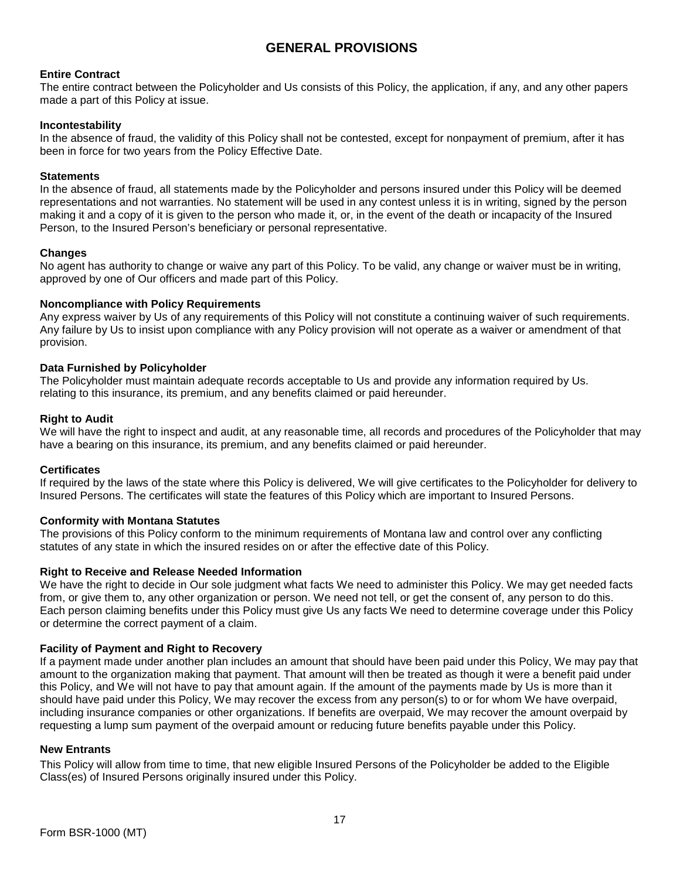# GENERAL PROVISIONS

**Entire Contract**
The entire contract between the Policyholder and Us consists of this Policy, the application, if any, and any other papers made a part of this Policy at issue.

**Incontestability**
In the absence of fraud, the validity of this Policy shall not be contested, except for nonpayment of premium, after it has been in force for two years from the Policy Effective Date.

**Statements**
In the absence of fraud, all statements made by the Policyholder and persons insured under this Policy will be deemed representations and not warranties. No statement will be used in any contest unless it is in writing, signed by the person making it and a copy of it is given to the person who made it, or, in the event of the death or incapacity of the Insured Person, to the Insured Person's beneficiary or personal representative.

**Changes**
No agent has authority to change or waive any part of this Policy. To be valid, any change or waiver must be in writing, approved by one of Our officers and made part of this Policy.

**Noncompliance with Policy Requirements**
Any express waiver by Us of any requirements of this Policy will not constitute a continuing waiver of such requirements. Any failure by Us to insist upon compliance with any Policy provision will not operate as a waiver or amendment of that provision.

**Data Furnished by Policyholder**
The Policyholder must maintain adequate records acceptable to Us and provide any information required by Us. relating to this insurance, its premium, and any benefits claimed or paid hereunder.

**Right to Audit**
We will have the right to inspect and audit, at any reasonable time, all records and procedures of the Policyholder that may have a bearing on this insurance, its premium, and any benefits claimed or paid hereunder.

**Certificates**
If required by the laws of the state where this Policy is delivered, We will give certificates to the Policyholder for delivery to Insured Persons. The certificates will state the features of this Policy which are important to Insured Persons.

**Conformity with Montana Statutes**
The provisions of this Policy conform to the minimum requirements of Montana law and control over any conflicting statutes of any state in which the insured resides on or after the effective date of this Policy.

**Right to Receive and Release Needed Information**
We have the right to decide in Our sole judgment what facts We need to administer this Policy. We may get needed facts from, or give them to, any other organization or person. We need not tell, or get the consent of, any person to do this. Each person claiming benefits under this Policy must give Us any facts We need to determine coverage under this Policy or determine the correct payment of a claim.

**Facility of Payment and Right to Recovery**
If a payment made under another plan includes an amount that should have been paid under this Policy, We may pay that amount to the organization making that payment. That amount will then be treated as though it were a benefit paid under this Policy, and We will not have to pay that amount again. If the amount of the payments made by Us is more than it should have paid under this Policy, We may recover the excess from any person(s) to or for whom We have overpaid, including insurance companies or other organizations. If benefits are overpaid, We may recover the amount overpaid by requesting a lump sum payment of the overpaid amount or reducing future benefits payable under this Policy.

**New Entrants**
This Policy will allow from time to time, that new eligible Insured Persons of the Policyholder be added to the Eligible Class(es) of Insured Persons originally insured under this Policy.

Form BSR-1000 (MT)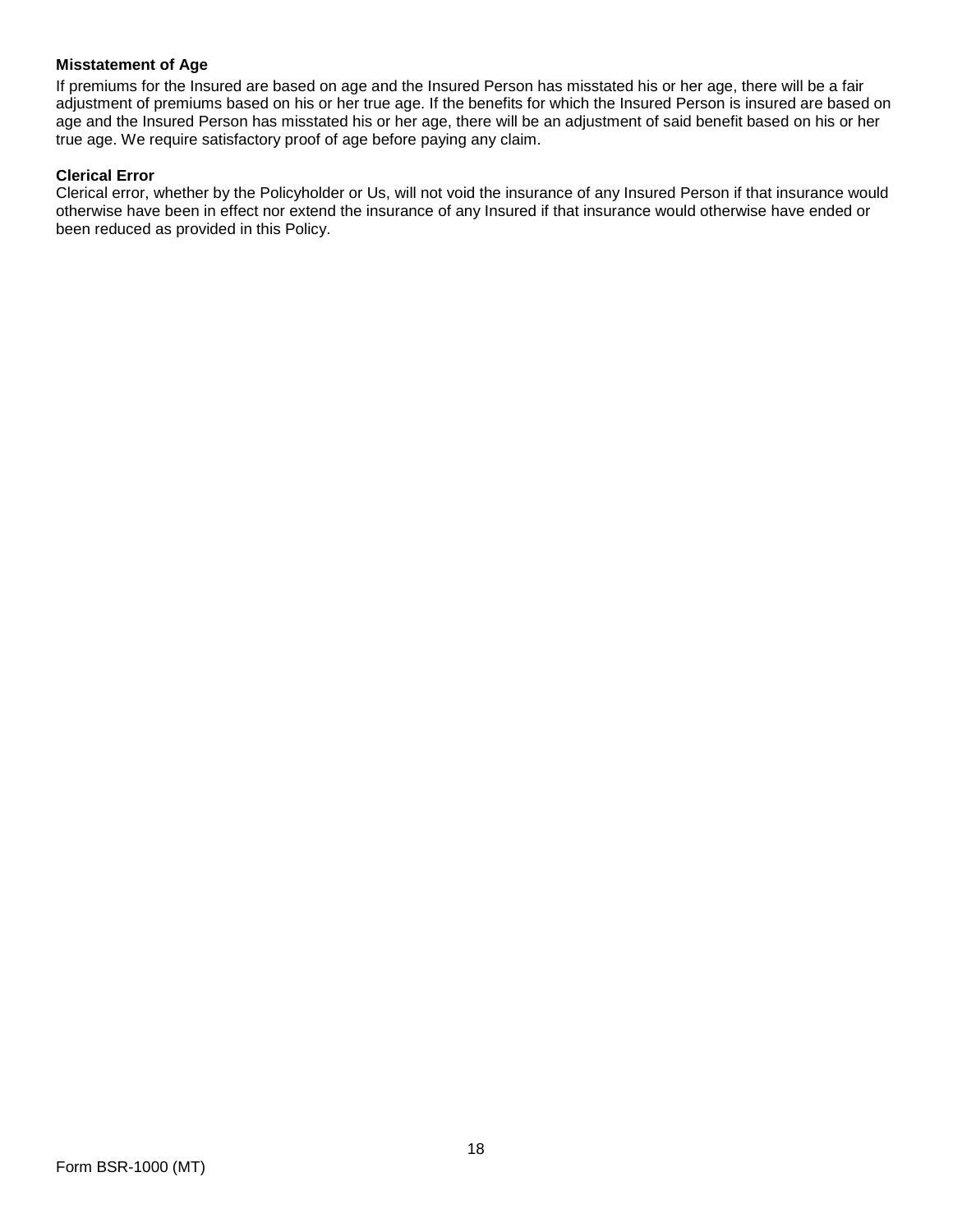**Misstatement of Age**

If premiums for the Insured are based on age and the Insured Person has misstated his or her age, there will be a fair adjustment of premiums based on his or her true age. If the benefits for which the Insured Person is insured are based on age and the Insured Person has misstated his or her age, there will be an adjustment of said benefit based on his or her true age. We require satisfactory proof of age before paying any claim.

**Clerical Error**

Clerical error, whether by the Policyholder or Us, will not void the insurance of any Insured Person if that insurance would otherwise have been in effect nor extend the insurance of any Insured if that insurance would otherwise have ended or been reduced as provided in this Policy.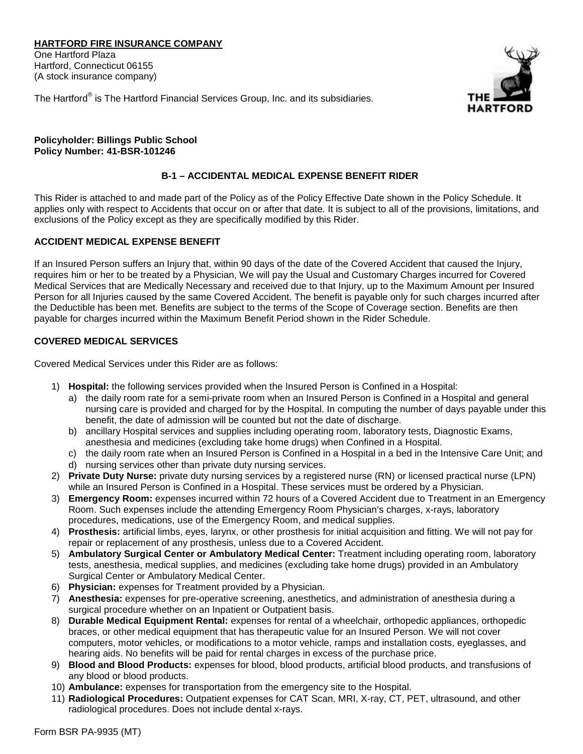**HARTFORD FIRE INSURANCE COMPANY**
One Hartford Plaza
Hartford, Connecticut 06155
(A stock insurance company)

The Hartford® is The Hartford Financial Services Group, Inc. and its subsidiaries.

**Policyholder: Billings Public School**
**Policy Number: 41-BSR-101246**

## B-1 – ACCIDENTAL MEDICAL EXPENSE BENEFIT RIDER

This Rider is attached to and made part of the Policy as of the Policy Effective Date shown in the Policy Schedule. It applies only with respect to Accidents that occur on or after that date. It is subject to all of the provisions, limitations, and exclusions of the Policy except as they are specifically modified by this Rider.

### ACCIDENT MEDICAL EXPENSE BENEFIT

If an Insured Person suffers an Injury that, within 90 days of the date of the Covered Accident that caused the Injury, requires him or her to be treated by a Physician, We will pay the Usual and Customary Charges incurred for Covered Medical Services that are Medically Necessary and received due to that Injury, up to the Maximum Amount per Insured Person for all Injuries caused by the same Covered Accident. The benefit is payable only for such charges incurred after the Deductible has been met. Benefits are subject to the terms of the Scope of Coverage section. Benefits are then payable for charges incurred within the Maximum Benefit Period shown in the Rider Schedule.

### COVERED MEDICAL SERVICES

Covered Medical Services under this Rider are as follows:

1) **Hospital:** the following services provided when the Insured Person is Confined in a Hospital:
   a) the daily room rate for a semi-private room when an Insured Person is Confined in a Hospital and general nursing care is provided and charged for by the Hospital. In computing the number of days payable under this benefit, the date of admission will be counted but not the date of discharge.
   b) ancillary Hospital services and supplies including operating room, laboratory tests, Diagnostic Exams, anesthesia and medicines (excluding take home drugs) when Confined in a Hospital.
   c) the daily room rate when an Insured Person is Confined in a Hospital in a bed in the Intensive Care Unit; and
   d) nursing services other than private duty nursing services.
2) **Private Duty Nurse:** private duty nursing services by a registered nurse (RN) or licensed practical nurse (LPN) while an Insured Person is Confined in a Hospital. These services must be ordered by a Physician.
3) **Emergency Room:** expenses incurred within 72 hours of a Covered Accident due to Treatment in an Emergency Room. Such expenses include the attending Emergency Room Physician's charges, x-rays, laboratory procedures, medications, use of the Emergency Room, and medical supplies.
4) **Prosthesis:** artificial limbs, eyes, larynx, or other prosthesis for initial acquisition and fitting. We will not pay for repair or replacement of any prosthesis, unless due to a Covered Accident.
5) **Ambulatory Surgical Center or Ambulatory Medical Center:** Treatment including operating room, laboratory tests, anesthesia, medical supplies, and medicines (excluding take home drugs) provided in an Ambulatory Surgical Center or Ambulatory Medical Center.
6) **Physician:** expenses for Treatment provided by a Physician.
7) **Anesthesia:** expenses for pre-operative screening, anesthetics, and administration of anesthesia during a surgical procedure whether on an Inpatient or Outpatient basis.
8) **Durable Medical Equipment Rental:** expenses for rental of a wheelchair, orthopedic appliances, orthopedic braces, or other medical equipment that has therapeutic value for an Insured Person. We will not cover computers, motor vehicles, or modifications to a motor vehicle, ramps and installation costs, eyeglasses, and hearing aids. No benefits will be paid for rental charges in excess of the purchase price.
9) **Blood and Blood Products:** expenses for blood, blood products, artificial blood products, and transfusions of any blood or blood products.
10) **Ambulance:** expenses for transportation from the emergency site to the Hospital.
11) **Radiological Procedures:** Outpatient expenses for CAT Scan, MRI, X-ray, CT, PET, ultrasound, and other radiological procedures. Does not include dental x-rays.

Form BSR PA-9935 (MT)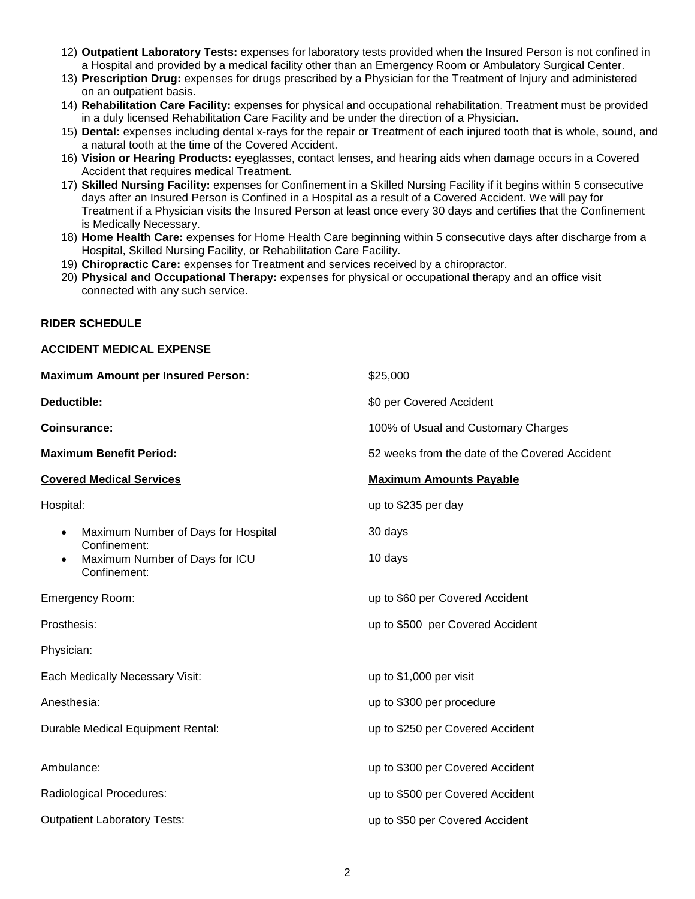12) **Outpatient Laboratory Tests:** expenses for laboratory tests provided when the Insured Person is not confined in a Hospital and provided by a medical facility other than an Emergency Room or Ambulatory Surgical Center.
13) **Prescription Drug:** expenses for drugs prescribed by a Physician for the Treatment of Injury and administered on an outpatient basis.
14) **Rehabilitation Care Facility:** expenses for physical and occupational rehabilitation. Treatment must be provided in a duly licensed Rehabilitation Care Facility and be under the direction of a Physician.
15) **Dental:** expenses including dental x-rays for the repair or Treatment of each injured tooth that is whole, sound, and a natural tooth at the time of the Covered Accident.
16) **Vision or Hearing Products:** eyeglasses, contact lenses, and hearing aids when damage occurs in a Covered Accident that requires medical Treatment.
17) **Skilled Nursing Facility:** expenses for Confinement in a Skilled Nursing Facility if it begins within 5 consecutive days after an Insured Person is Confined in a Hospital as a result of a Covered Accident. We will pay for Treatment if a Physician visits the Insured Person at least once every 30 days and certifies that the Confinement is Medically Necessary.
18) **Home Health Care:** expenses for Home Health Care beginning within 5 consecutive days after discharge from a Hospital, Skilled Nursing Facility, or Rehabilitation Care Facility.
19) **Chiropractic Care:** expenses for Treatment and services received by a chiropractor.
20) **Physical and Occupational Therapy:** expenses for physical or occupational therapy and an office visit connected with any such service.

**RIDER SCHEDULE**

**ACCIDENT MEDICAL EXPENSE**

| | |
|---|---|
| **Maximum Amount per Insured Person:** | $25,000 |
| **Deductible:** | $0 per Covered Accident |
| **Coinsurance:** | 100% of Usual and Customary Charges |
| **Maximum Benefit Period:** | 52 weeks from the date of the Covered Accident |
| **Covered Medical Services** | **Maximum Amounts Payable** |
| Hospital: | up to $235 per day |
| • Maximum Number of Days for Hospital Confinement: | 30 days |
| • Maximum Number of Days for ICU Confinement: | 10 days |
| Emergency Room: | up to $60 per Covered Accident |
| Prosthesis: | up to $500 per Covered Accident |
| Physician: | |
| Each Medically Necessary Visit: | up to $1,000 per visit |
| Anesthesia: | up to $300 per procedure |
| Durable Medical Equipment Rental: | up to $250 per Covered Accident |
| Ambulance: | up to $300 per Covered Accident |
| Radiological Procedures: | up to $500 per Covered Accident |
| Outpatient Laboratory Tests: | up to $50 per Covered Accident |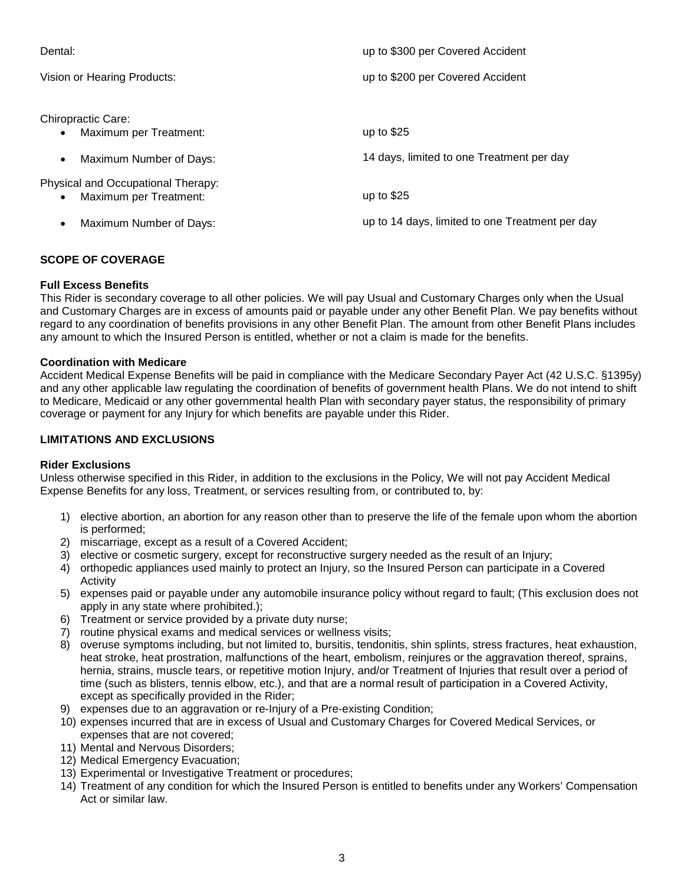| | |
|---|---|
| Dental: | up to $300 per Covered Accident |
| Vision or Hearing Products: | up to $200 per Covered Accident |
| Chiropractic Care: | |
| • Maximum per Treatment: | up to $25 |
| • Maximum Number of Days: | 14 days, limited to one Treatment per day |
| Physical and Occupational Therapy: | |
| • Maximum per Treatment: | up to $25 |
| • Maximum Number of Days: | up to 14 days, limited to one Treatment per day |

## SCOPE OF COVERAGE

**Full Excess Benefits**

This Rider is secondary coverage to all other policies. We will pay Usual and Customary Charges only when the Usual and Customary Charges are in excess of amounts paid or payable under any other Benefit Plan. We pay benefits without regard to any coordination of benefits provisions in any other Benefit Plan. The amount from other Benefit Plans includes any amount to which the Insured Person is entitled, whether or not a claim is made for the benefits.

**Coordination with Medicare**

Accident Medical Expense Benefits will be paid in compliance with the Medicare Secondary Payer Act (42 U.S.C. §1395y) and any other applicable law regulating the coordination of benefits of government health Plans. We do not intend to shift to Medicare, Medicaid or any other governmental health Plan with secondary payer status, the responsibility of primary coverage or payment for any Injury for which benefits are payable under this Rider.

## LIMITATIONS AND EXCLUSIONS

**Rider Exclusions**

Unless otherwise specified in this Rider, in addition to the exclusions in the Policy, We will not pay Accident Medical Expense Benefits for any loss, Treatment, or services resulting from, or contributed to, by:

1) elective abortion, an abortion for any reason other than to preserve the life of the female upon whom the abortion is performed;
2) miscarriage, except as a result of a Covered Accident;
3) elective or cosmetic surgery, except for reconstructive surgery needed as the result of an Injury;
4) orthopedic appliances used mainly to protect an Injury, so the Insured Person can participate in a Covered Activity
5) expenses paid or payable under any automobile insurance policy without regard to fault; (This exclusion does not apply in any state where prohibited.);
6) Treatment or service provided by a private duty nurse;
7) routine physical exams and medical services or wellness visits;
8) overuse symptoms including, but not limited to, bursitis, tendonitis, shin splints, stress fractures, heat exhaustion, heat stroke, heat prostration, malfunctions of the heart, embolism, reinjures or the aggravation thereof, sprains, hernia, strains, muscle tears, or repetitive motion Injury, and/or Treatment of Injuries that result over a period of time (such as blisters, tennis elbow, etc.), and that are a normal result of participation in a Covered Activity, except as specifically provided in the Rider;
9) expenses due to an aggravation or re-Injury of a Pre-existing Condition;
10) expenses incurred that are in excess of Usual and Customary Charges for Covered Medical Services, or expenses that are not covered;
11) Mental and Nervous Disorders;
12) Medical Emergency Evacuation;
13) Experimental or Investigative Treatment or procedures;
14) Treatment of any condition for which the Insured Person is entitled to benefits under any Workers' Compensation Act or similar law.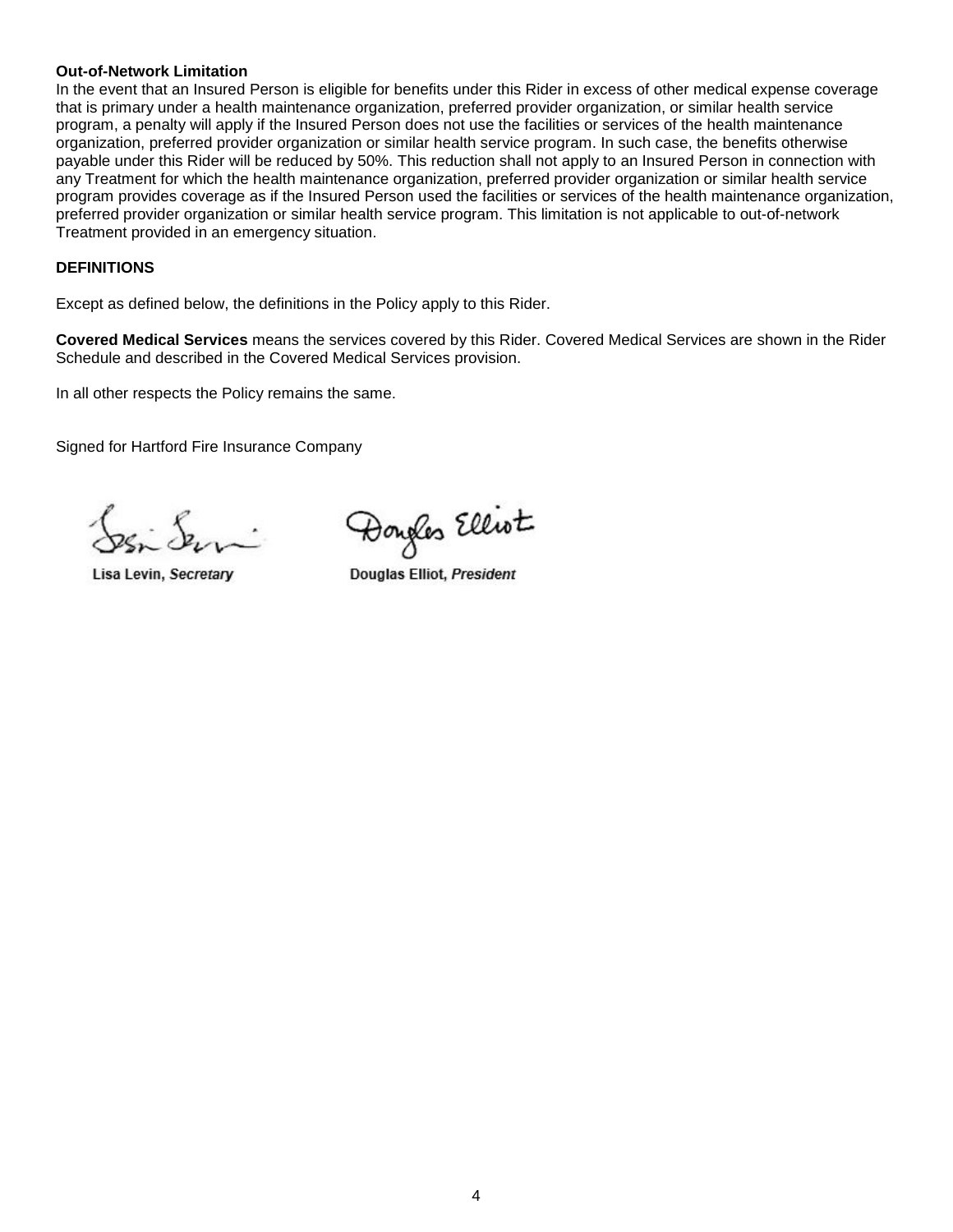**Out-of-Network Limitation**

In the event that an Insured Person is eligible for benefits under this Rider in excess of other medical expense coverage that is primary under a health maintenance organization, preferred provider organization, or similar health service program, a penalty will apply if the Insured Person does not use the facilities or services of the health maintenance organization, preferred provider organization or similar health service program. In such case, the benefits otherwise payable under this Rider will be reduced by 50%. This reduction shall not apply to an Insured Person in connection with any Treatment for which the health maintenance organization, preferred provider organization or similar health service program provides coverage as if the Insured Person used the facilities or services of the health maintenance organization, preferred provider organization or similar health service program. This limitation is not applicable to out-of-network Treatment provided in an emergency situation.

## DEFINITIONS

Except as defined below, the definitions in the Policy apply to this Rider.

**Covered Medical Services** means the services covered by this Rider. Covered Medical Services are shown in the Rider Schedule and described in the Covered Medical Services provision.

In all other respects the Policy remains the same.

Signed for Hartford Fire Insurance Company

Lisa Levin, *Secretary*

Douglas Elliot, *President*